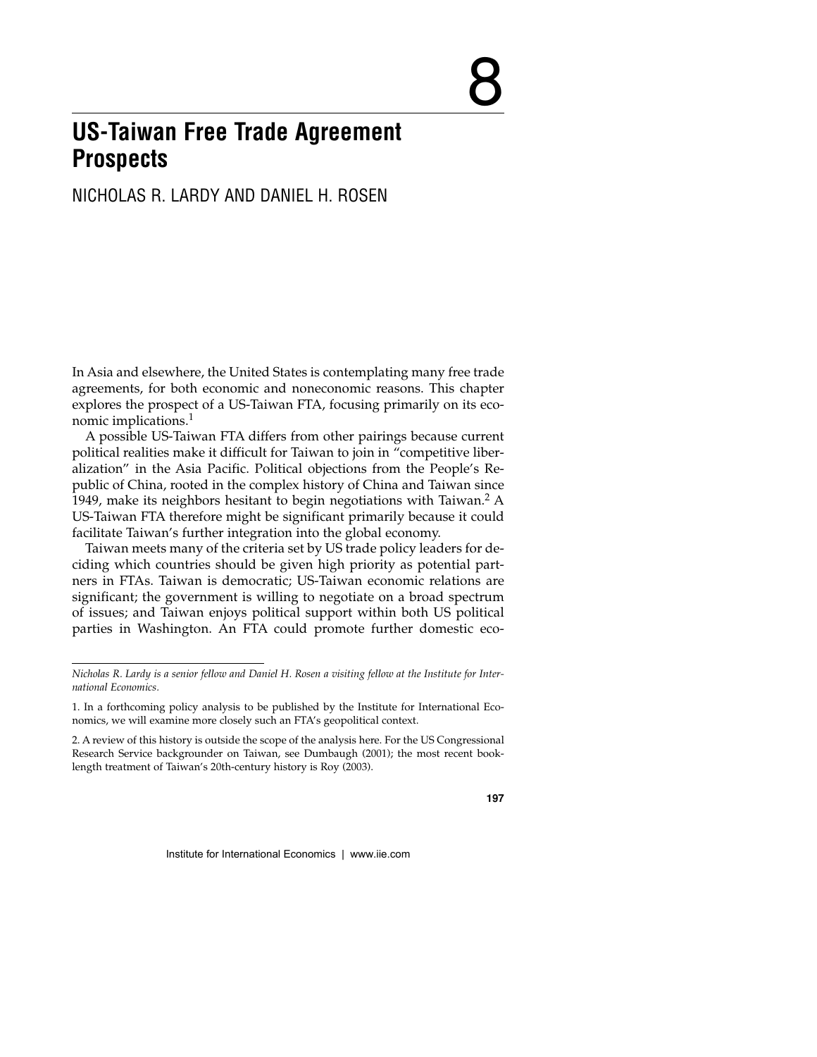# 8

# US-Taiwan Free Trade Agreement Prospects

NICHOLAS R. LARDY AND DANIEL H. ROSEN

In Asia and elsewhere, the United States is contemplating many free trade agreements, for both economic and noneconomic reasons. This chapter explores the prospect of a US-Taiwan FTA, focusing primarily on its economic implications.[1]

A possible US-Taiwan FTA differs from other pairings because current political realities make it difficult for Taiwan to join in "competitive liberalization" in the Asia Pacific. Political objections from the People's Republic of China, rooted in the complex history of China and Taiwan since 1949, make its neighbors hesitant to begin negotiations with Taiwan.[2] A US-Taiwan FTA therefore might be significant primarily because it could facilitate Taiwan's further integration into the global economy.

Taiwan meets many of the criteria set by US trade policy leaders for deciding which countries should be given high priority as potential partners in FTAs. Taiwan is democratic; US-Taiwan economic relations are significant; the government is willing to negotiate on a broad spectrum of issues; and Taiwan enjoys political support within both US political parties in Washington. An FTA could promote further domestic eco-

---

*Nicholas R. Lardy is a senior fellow and Daniel H. Rosen a visiting fellow at the Institute for International Economics.*

1. In a forthcoming policy analysis to be published by the Institute for International Economics, we will examine more closely such an FTA's geopolitical context.

2. A review of this history is outside the scope of the analysis here. For the US Congressional Research Service backgrounder on Taiwan, see Dumbaugh (2001); the most recent book-length treatment of Taiwan's 20th-century history is Roy (2003).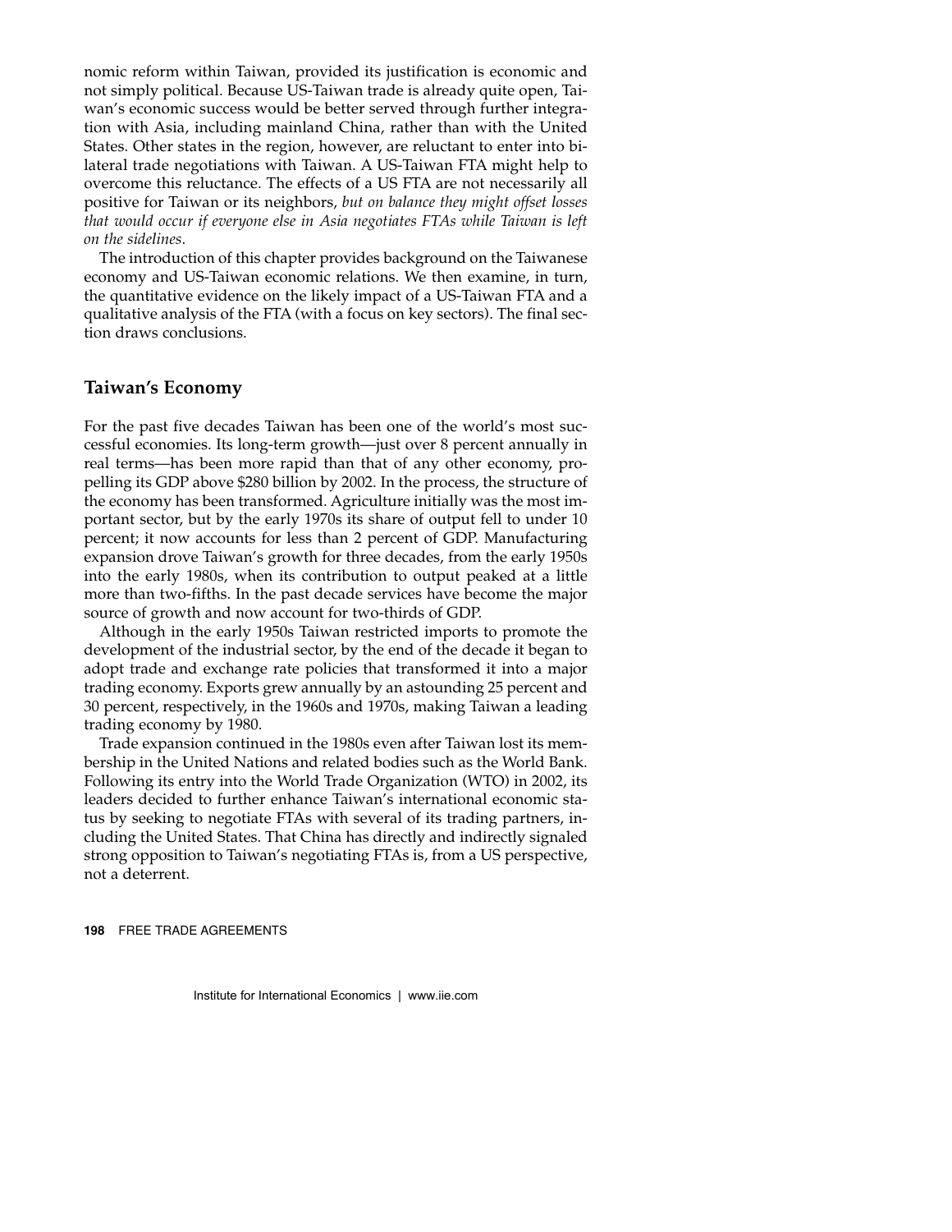nomic reform within Taiwan, provided its justification is economic and not simply political. Because US-Taiwan trade is already quite open, Taiwan's economic success would be better served through further integration with Asia, including mainland China, rather than with the United States. Other states in the region, however, are reluctant to enter into bilateral trade negotiations with Taiwan. A US-Taiwan FTA might help to overcome this reluctance. The effects of a US FTA are not necessarily all positive for Taiwan or its neighbors, *but on balance they might offset losses that would occur if everyone else in Asia negotiates FTAs while Taiwan is left on the sidelines*.

The introduction of this chapter provides background on the Taiwanese economy and US-Taiwan economic relations. We then examine, in turn, the quantitative evidence on the likely impact of a US-Taiwan FTA and a qualitative analysis of the FTA (with a focus on key sectors). The final section draws conclusions.

## Taiwan's Economy

For the past five decades Taiwan has been one of the world's most successful economies. Its long-term growth—just over 8 percent annually in real terms—has been more rapid than that of any other economy, propelling its GDP above $280 billion by 2002. In the process, the structure of the economy has been transformed. Agriculture initially was the most important sector, but by the early 1970s its share of output fell to under 10 percent; it now accounts for less than 2 percent of GDP. Manufacturing expansion drove Taiwan's growth for three decades, from the early 1950s into the early 1980s, when its contribution to output peaked at a little more than two-fifths. In the past decade services have become the major source of growth and now account for two-thirds of GDP.

Although in the early 1950s Taiwan restricted imports to promote the development of the industrial sector, by the end of the decade it began to adopt trade and exchange rate policies that transformed it into a major trading economy. Exports grew annually by an astounding 25 percent and 30 percent, respectively, in the 1960s and 1970s, making Taiwan a leading trading economy by 1980.

Trade expansion continued in the 1980s even after Taiwan lost its membership in the United Nations and related bodies such as the World Bank. Following its entry into the World Trade Organization (WTO) in 2002, its leaders decided to further enhance Taiwan's international economic status by seeking to negotiate FTAs with several of its trading partners, including the United States. That China has directly and indirectly signaled strong opposition to Taiwan's negotiating FTAs is, from a US perspective, not a deterrent.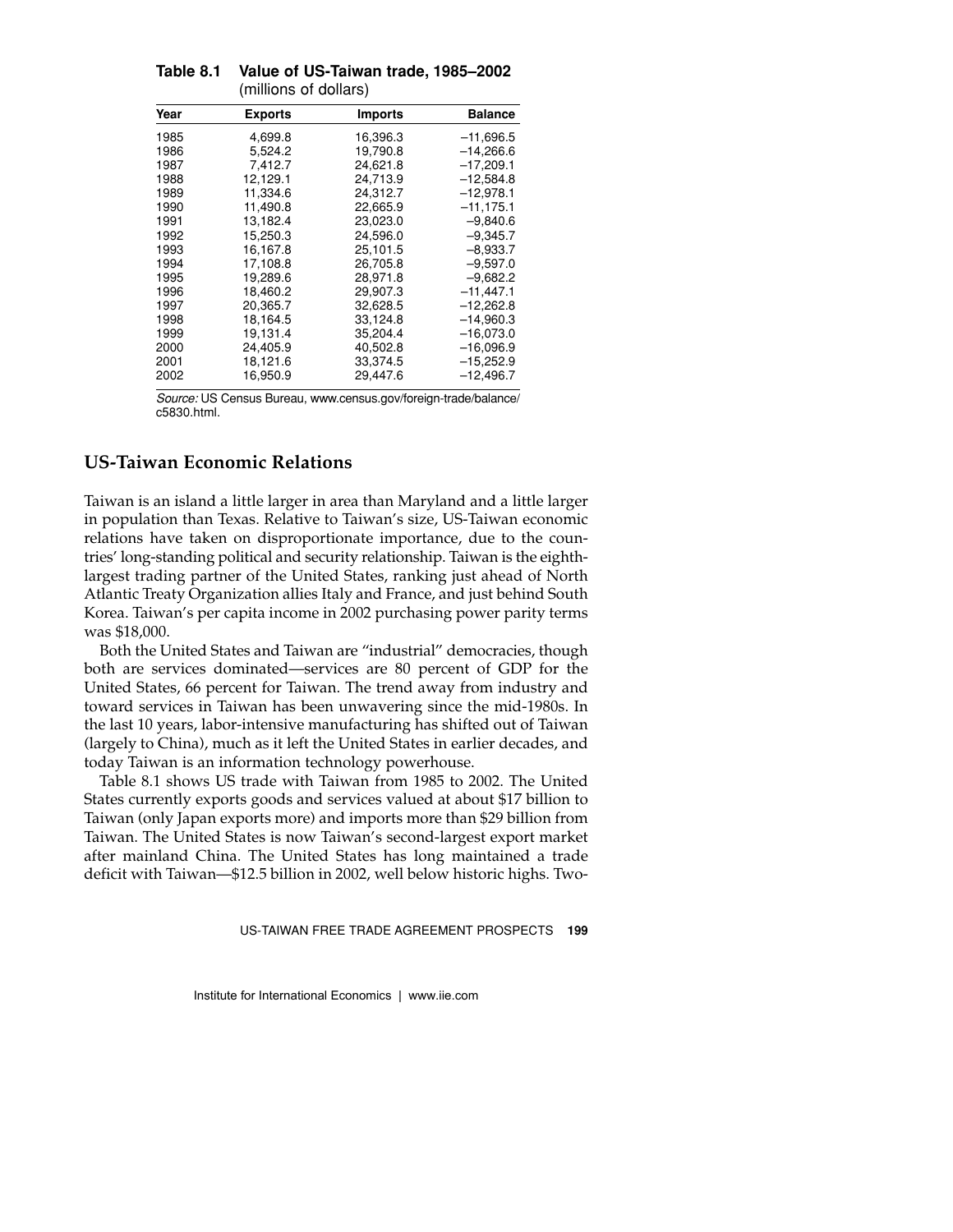**Table 8.1 Value of US-Taiwan trade, 1985–2002**
(millions of dollars)

| Year | Exports | Imports | Balance |
|---|---|---|---|
| 1985 | 4,699.8 | 16,396.3 | –11,696.5 |
| 1986 | 5,524.2 | 19,790.8 | –14,266.6 |
| 1987 | 7,412.7 | 24,621.8 | –17,209.1 |
| 1988 | 12,129.1 | 24,713.9 | –12,584.8 |
| 1989 | 11,334.6 | 24,312.7 | –12,978.1 |
| 1990 | 11,490.8 | 22,665.9 | –11,175.1 |
| 1991 | 13,182.4 | 23,023.0 | –9,840.6 |
| 1992 | 15,250.3 | 24,596.0 | –9,345.7 |
| 1993 | 16,167.8 | 25,101.5 | –8,933.7 |
| 1994 | 17,108.8 | 26,705.8 | –9,597.0 |
| 1995 | 19,289.6 | 28,971.8 | –9,682.2 |
| 1996 | 18,460.2 | 29,907.3 | –11,447.1 |
| 1997 | 20,365.7 | 32,628.5 | –12,262.8 |
| 1998 | 18,164.5 | 33,124.8 | –14,960.3 |
| 1999 | 19,131.4 | 35,204.4 | –16,073.0 |
| 2000 | 24,405.9 | 40,502.8 | –16,096.9 |
| 2001 | 18,121.6 | 33,374.5 | –15,252.9 |
| 2002 | 16,950.9 | 29,447.6 | –12,496.7 |

*Source:* US Census Bureau, www.census.gov/foreign-trade/balance/c5830.html.

## US-Taiwan Economic Relations

Taiwan is an island a little larger in area than Maryland and a little larger in population than Texas. Relative to Taiwan's size, US-Taiwan economic relations have taken on disproportionate importance, due to the countries' long-standing political and security relationship. Taiwan is the eighth-largest trading partner of the United States, ranking just ahead of North Atlantic Treaty Organization allies Italy and France, and just behind South Korea. Taiwan's per capita income in 2002 purchasing power parity terms was $18,000.

Both the United States and Taiwan are "industrial" democracies, though both are services dominated—services are 80 percent of GDP for the United States, 66 percent for Taiwan. The trend away from industry and toward services in Taiwan has been unwavering since the mid-1980s. In the last 10 years, labor-intensive manufacturing has shifted out of Taiwan (largely to China), much as it left the United States in earlier decades, and today Taiwan is an information technology powerhouse.

Table 8.1 shows US trade with Taiwan from 1985 to 2002. The United States currently exports goods and services valued at about $17 billion to Taiwan (only Japan exports more) and imports more than $29 billion from Taiwan. The United States is now Taiwan's second-largest export market after mainland China. The United States has long maintained a trade deficit with Taiwan—$12.5 billion in 2002, well below historic highs. Two-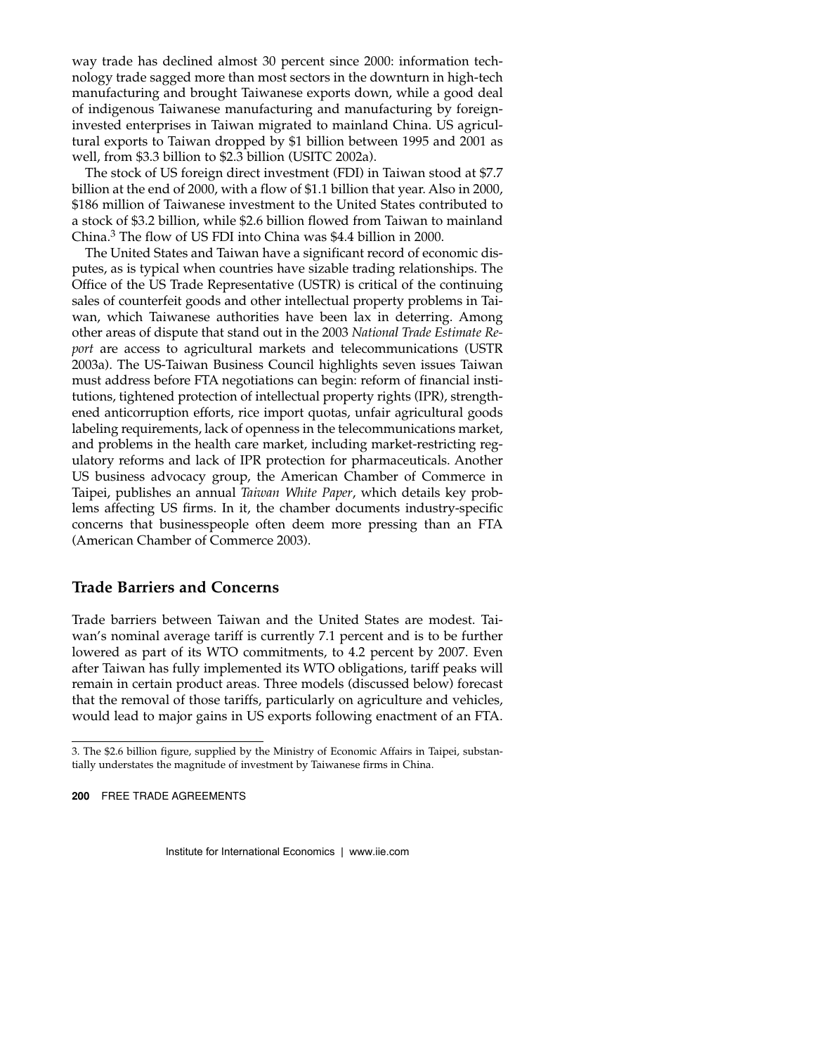way trade has declined almost 30 percent since 2000: information technology trade sagged more than most sectors in the downturn in high-tech manufacturing and brought Taiwanese exports down, while a good deal of indigenous Taiwanese manufacturing and manufacturing by foreign-invested enterprises in Taiwan migrated to mainland China. US agricultural exports to Taiwan dropped by $1 billion between 1995 and 2001 as well, from $3.3 billion to $2.3 billion (USITC 2002a).

The stock of US foreign direct investment (FDI) in Taiwan stood at $7.7 billion at the end of 2000, with a flow of $1.1 billion that year. Also in 2000, $186 million of Taiwanese investment to the United States contributed to a stock of $3.2 billion, while $2.6 billion flowed from Taiwan to mainland China.[3] The flow of US FDI into China was $4.4 billion in 2000.

The United States and Taiwan have a significant record of economic disputes, as is typical when countries have sizable trading relationships. The Office of the US Trade Representative (USTR) is critical of the continuing sales of counterfeit goods and other intellectual property problems in Taiwan, which Taiwanese authorities have been lax in deterring. Among other areas of dispute that stand out in the 2003 *National Trade Estimate Report* are access to agricultural markets and telecommunications (USTR 2003a). The US-Taiwan Business Council highlights seven issues Taiwan must address before FTA negotiations can begin: reform of financial institutions, tightened protection of intellectual property rights (IPR), strengthened anticorruption efforts, rice import quotas, unfair agricultural goods labeling requirements, lack of openness in the telecommunications market, and problems in the health care market, including market-restricting regulatory reforms and lack of IPR protection for pharmaceuticals. Another US business advocacy group, the American Chamber of Commerce in Taipei, publishes an annual *Taiwan White Paper*, which details key problems affecting US firms. In it, the chamber documents industry-specific concerns that businesspeople often deem more pressing than an FTA (American Chamber of Commerce 2003).

## Trade Barriers and Concerns

Trade barriers between Taiwan and the United States are modest. Taiwan's nominal average tariff is currently 7.1 percent and is to be further lowered as part of its WTO commitments, to 4.2 percent by 2007. Even after Taiwan has fully implemented its WTO obligations, tariff peaks will remain in certain product areas. Three models (discussed below) forecast that the removal of those tariffs, particularly on agriculture and vehicles, would lead to major gains in US exports following enactment of an FTA.

3. The $2.6 billion figure, supplied by the Ministry of Economic Affairs in Taipei, substantially understates the magnitude of investment by Taiwanese firms in China.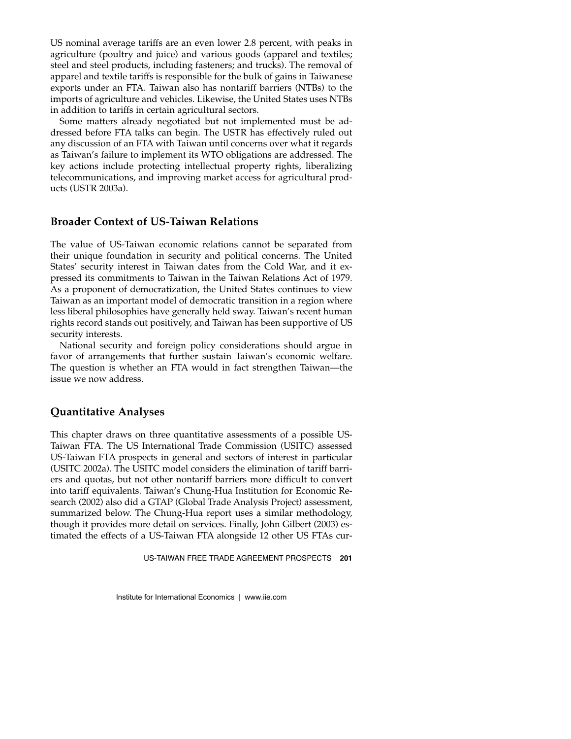US nominal average tariffs are an even lower 2.8 percent, with peaks in agriculture (poultry and juice) and various goods (apparel and textiles; steel and steel products, including fasteners; and trucks). The removal of apparel and textile tariffs is responsible for the bulk of gains in Taiwanese exports under an FTA. Taiwan also has nontariff barriers (NTBs) to the imports of agriculture and vehicles. Likewise, the United States uses NTBs in addition to tariffs in certain agricultural sectors.

Some matters already negotiated but not implemented must be addressed before FTA talks can begin. The USTR has effectively ruled out any discussion of an FTA with Taiwan until concerns over what it regards as Taiwan's failure to implement its WTO obligations are addressed. The key actions include protecting intellectual property rights, liberalizing telecommunications, and improving market access for agricultural products (USTR 2003a).

## Broader Context of US-Taiwan Relations

The value of US-Taiwan economic relations cannot be separated from their unique foundation in security and political concerns. The United States' security interest in Taiwan dates from the Cold War, and it expressed its commitments to Taiwan in the Taiwan Relations Act of 1979. As a proponent of democratization, the United States continues to view Taiwan as an important model of democratic transition in a region where less liberal philosophies have generally held sway. Taiwan's recent human rights record stands out positively, and Taiwan has been supportive of US security interests.

National security and foreign policy considerations should argue in favor of arrangements that further sustain Taiwan's economic welfare. The question is whether an FTA would in fact strengthen Taiwan—the issue we now address.

## Quantitative Analyses

This chapter draws on three quantitative assessments of a possible US-Taiwan FTA. The US International Trade Commission (USITC) assessed US-Taiwan FTA prospects in general and sectors of interest in particular (USITC 2002a). The USITC model considers the elimination of tariff barriers and quotas, but not other nontariff barriers more difficult to convert into tariff equivalents. Taiwan's Chung-Hua Institution for Economic Research (2002) also did a GTAP (Global Trade Analysis Project) assessment, summarized below. The Chung-Hua report uses a similar methodology, though it provides more detail on services. Finally, John Gilbert (2003) estimated the effects of a US-Taiwan FTA alongside 12 other US FTAs cur-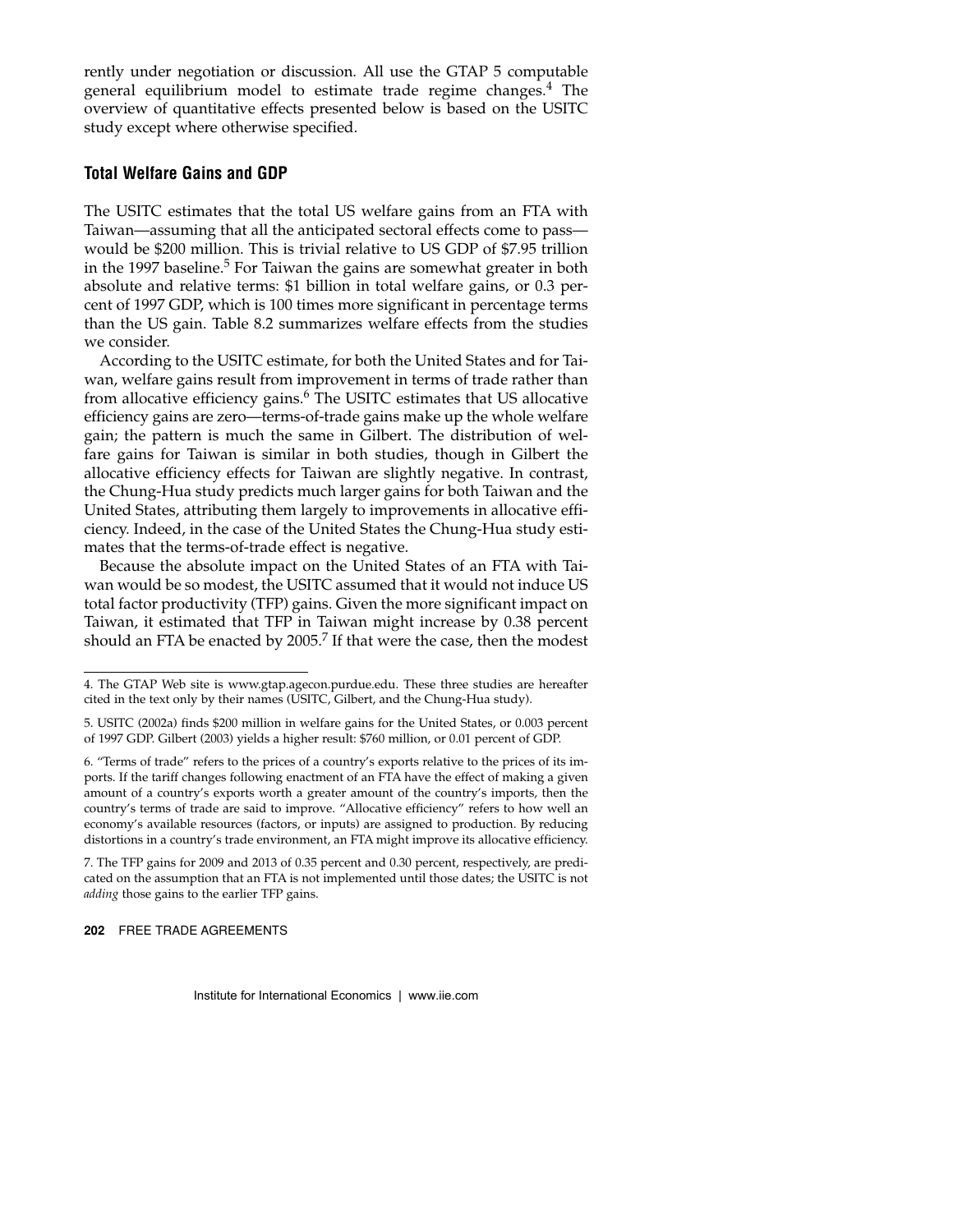rently under negotiation or discussion. All use the GTAP 5 computable general equilibrium model to estimate trade regime changes.[4] The overview of quantitative effects presented below is based on the USITC study except where otherwise specified.

## Total Welfare Gains and GDP

The USITC estimates that the total US welfare gains from an FTA with Taiwan—assuming that all the anticipated sectoral effects come to pass—would be $200 million. This is trivial relative to US GDP of $7.95 trillion in the 1997 baseline.[5] For Taiwan the gains are somewhat greater in both absolute and relative terms: $1 billion in total welfare gains, or 0.3 percent of 1997 GDP, which is 100 times more significant in percentage terms than the US gain. Table 8.2 summarizes welfare effects from the studies we consider.

According to the USITC estimate, for both the United States and for Taiwan, welfare gains result from improvement in terms of trade rather than from allocative efficiency gains.[6] The USITC estimates that US allocative efficiency gains are zero—terms-of-trade gains make up the whole welfare gain; the pattern is much the same in Gilbert. The distribution of welfare gains for Taiwan is similar in both studies, though in Gilbert the allocative efficiency effects for Taiwan are slightly negative. In contrast, the Chung-Hua study predicts much larger gains for both Taiwan and the United States, attributing them largely to improvements in allocative efficiency. Indeed, in the case of the United States the Chung-Hua study estimates that the terms-of-trade effect is negative.

Because the absolute impact on the United States of an FTA with Taiwan would be so modest, the USITC assumed that it would not induce US total factor productivity (TFP) gains. Given the more significant impact on Taiwan, it estimated that TFP in Taiwan might increase by 0.38 percent should an FTA be enacted by 2005.[7] If that were the case, then the modest

---

4. The GTAP Web site is www.gtap.agecon.purdue.edu. These three studies are hereafter cited in the text only by their names (USITC, Gilbert, and the Chung-Hua study).

5. USITC (2002a) finds $200 million in welfare gains for the United States, or 0.003 percent of 1997 GDP. Gilbert (2003) yields a higher result: $760 million, or 0.01 percent of GDP.

6. "Terms of trade" refers to the prices of a country's exports relative to the prices of its imports. If the tariff changes following enactment of an FTA have the effect of making a given amount of a country's exports worth a greater amount of the country's imports, then the country's terms of trade are said to improve. "Allocative efficiency" refers to how well an economy's available resources (factors, or inputs) are assigned to production. By reducing distortions in a country's trade environment, an FTA might improve its allocative efficiency.

7. The TFP gains for 2009 and 2013 of 0.35 percent and 0.30 percent, respectively, are predicated on the assumption that an FTA is not implemented until those dates; the USITC is not *adding* those gains to the earlier TFP gains.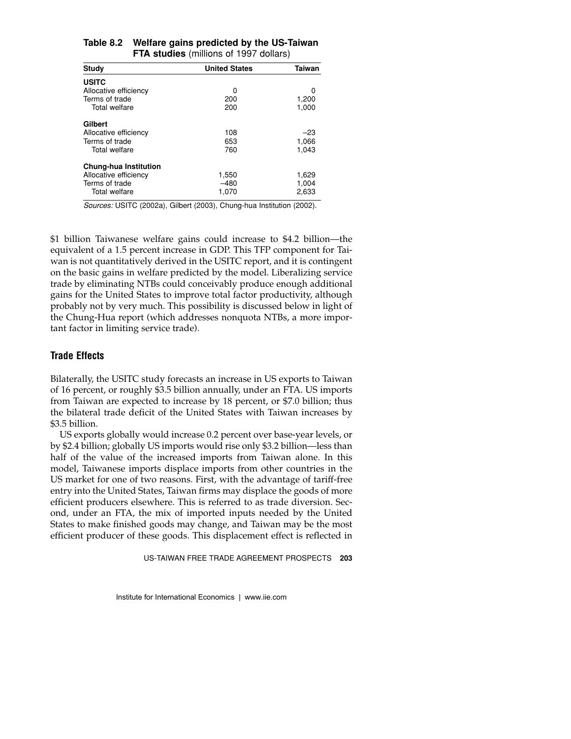**Table 8.2 Welfare gains predicted by the US-Taiwan FTA studies** (millions of 1997 dollars)

| Study | United States | Taiwan |
|---|---|---|
| **USITC** | | |
| Allocative efficiency | 0 | 0 |
| Terms of trade | 200 | 1,200 |
| Total welfare | 200 | 1,000 |
| **Gilbert** | | |
| Allocative efficiency | 108 | –23 |
| Terms of trade | 653 | 1,066 |
| Total welfare | 760 | 1,043 |
| **Chung-hua Institution** | | |
| Allocative efficiency | 1,550 | 1,629 |
| Terms of trade | –480 | 1,004 |
| Total welfare | 1,070 | 2,633 |

*Sources:* USITC (2002a), Gilbert (2003), Chung-hua Institution (2002).

$1 billion Taiwanese welfare gains could increase to $4.2 billion—the equivalent of a 1.5 percent increase in GDP. This TFP component for Taiwan is not quantitatively derived in the USITC report, and it is contingent on the basic gains in welfare predicted by the model. Liberalizing service trade by eliminating NTBs could conceivably produce enough additional gains for the United States to improve total factor productivity, although probably not by very much. This possibility is discussed below in light of the Chung-Hua report (which addresses nonquota NTBs, a more important factor in limiting service trade).

## Trade Effects

Bilaterally, the USITC study forecasts an increase in US exports to Taiwan of 16 percent, or roughly $3.5 billion annually, under an FTA. US imports from Taiwan are expected to increase by 18 percent, or $7.0 billion; thus the bilateral trade deficit of the United States with Taiwan increases by $3.5 billion.

US exports globally would increase 0.2 percent over base-year levels, or by $2.4 billion; globally US imports would rise only $3.2 billion—less than half of the value of the increased imports from Taiwan alone. In this model, Taiwanese imports displace imports from other countries in the US market for one of two reasons. First, with the advantage of tariff-free entry into the United States, Taiwan firms may displace the goods of more efficient producers elsewhere. This is referred to as trade diversion. Second, under an FTA, the mix of imported inputs needed by the United States to make finished goods may change, and Taiwan may be the most efficient producer of these goods. This displacement effect is reflected in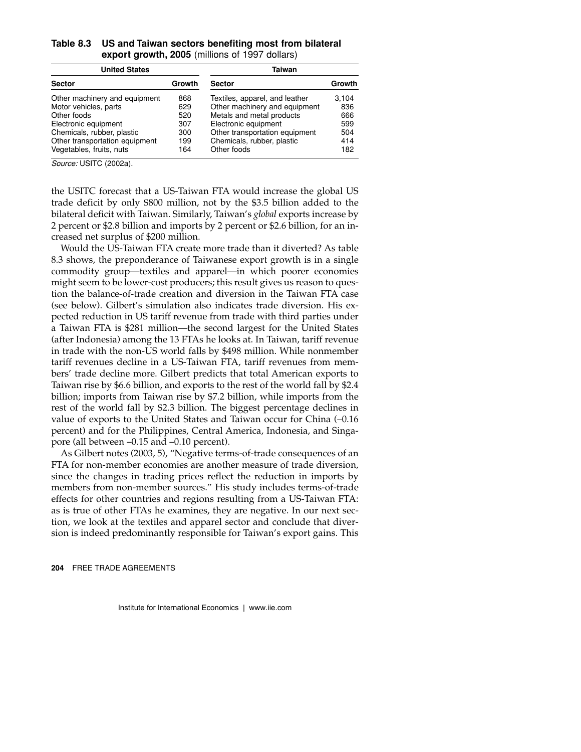**Table 8.3 US and Taiwan sectors benefiting most from bilateral export growth, 2005** (millions of 1997 dollars)

| United States | | Taiwan | |
|---|---|---|---|
| **Sector** | **Growth** | **Sector** | **Growth** |
| Other machinery and equipment | 868 | Textiles, apparel, and leather | 3,104 |
| Motor vehicles, parts | 629 | Other machinery and equipment | 836 |
| Other foods | 520 | Metals and metal products | 666 |
| Electronic equipment | 307 | Electronic equipment | 599 |
| Chemicals, rubber, plastic | 300 | Other transportation equipment | 504 |
| Other transportation equipment | 199 | Chemicals, rubber, plastic | 414 |
| Vegetables, fruits, nuts | 164 | Other foods | 182 |

*Source:* USITC (2002a).

the USITC forecast that a US-Taiwan FTA would increase the global US trade deficit by only $800 million, not by the $3.5 billion added to the bilateral deficit with Taiwan. Similarly, Taiwan's *global* exports increase by 2 percent or $2.8 billion and imports by 2 percent or $2.6 billion, for an increased net surplus of $200 million.

Would the US-Taiwan FTA create more trade than it diverted? As table 8.3 shows, the preponderance of Taiwanese export growth is in a single commodity group—textiles and apparel—in which poorer economies might seem to be lower-cost producers; this result gives us reason to question the balance-of-trade creation and diversion in the Taiwan FTA case (see below). Gilbert's simulation also indicates trade diversion. His expected reduction in US tariff revenue from trade with third parties under a Taiwan FTA is $281 million—the second largest for the United States (after Indonesia) among the 13 FTAs he looks at. In Taiwan, tariff revenue in trade with the non-US world falls by $498 million. While nonmember tariff revenues decline in a US-Taiwan FTA, tariff revenues from members' trade decline more. Gilbert predicts that total American exports to Taiwan rise by $6.6 billion, and exports to the rest of the world fall by $2.4 billion; imports from Taiwan rise by $7.2 billion, while imports from the rest of the world fall by $2.3 billion. The biggest percentage declines in value of exports to the United States and Taiwan occur for China (–0.16 percent) and for the Philippines, Central America, Indonesia, and Singapore (all between –0.15 and –0.10 percent).

As Gilbert notes (2003, 5), "Negative terms-of-trade consequences of an FTA for non-member economies are another measure of trade diversion, since the changes in trading prices reflect the reduction in imports by members from non-member sources." His study includes terms-of-trade effects for other countries and regions resulting from a US-Taiwan FTA: as is true of other FTAs he examines, they are negative. In our next section, we look at the textiles and apparel sector and conclude that diversion is indeed predominantly responsible for Taiwan's export gains. This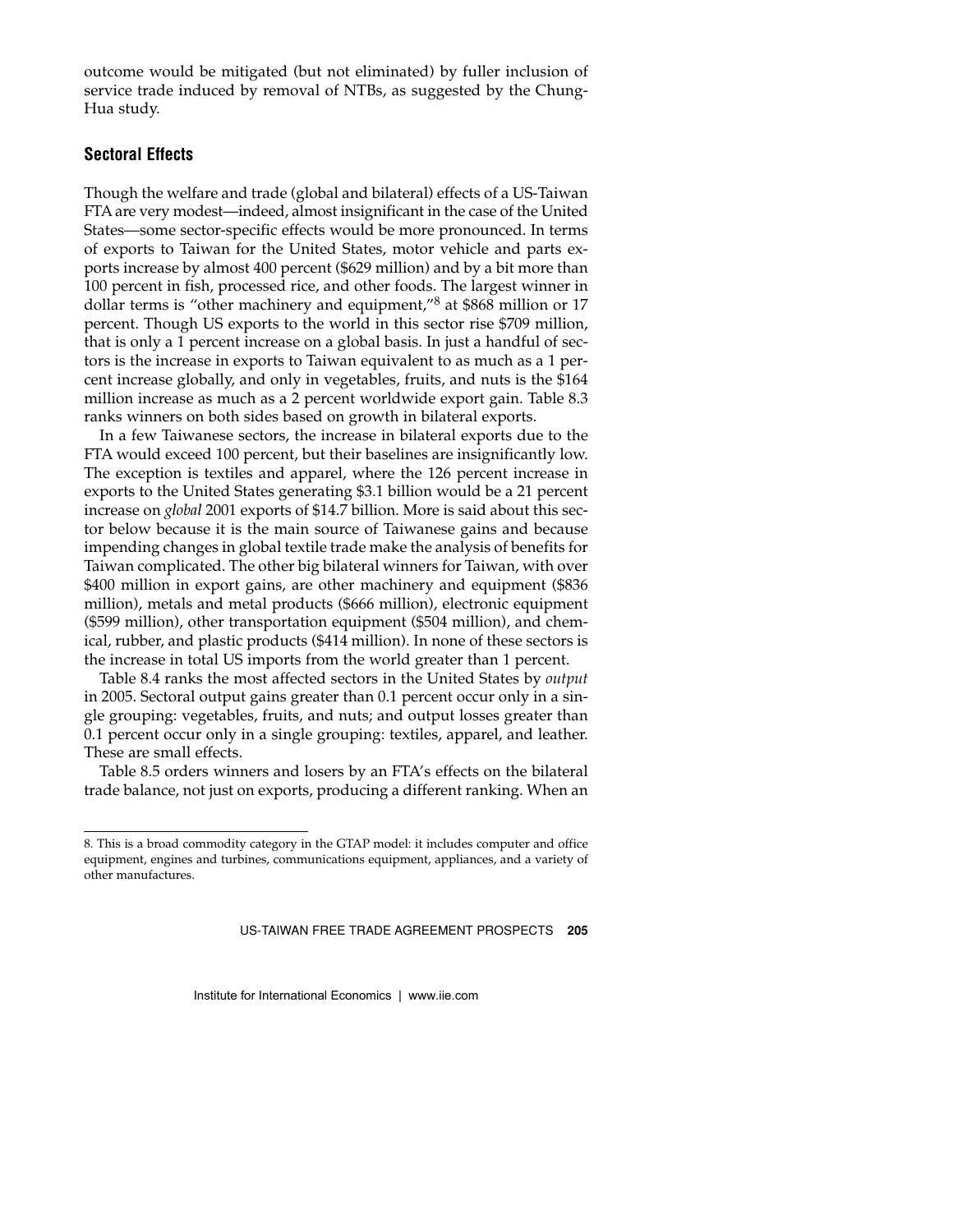outcome would be mitigated (but not eliminated) by fuller inclusion of service trade induced by removal of NTBs, as suggested by the Chung-Hua study.

## Sectoral Effects

Though the welfare and trade (global and bilateral) effects of a US-Taiwan FTA are very modest—indeed, almost insignificant in the case of the United States—some sector-specific effects would be more pronounced. In terms of exports to Taiwan for the United States, motor vehicle and parts exports increase by almost 400 percent ($629 million) and by a bit more than 100 percent in fish, processed rice, and other foods. The largest winner in dollar terms is "other machinery and equipment,"[8] at $868 million or 17 percent. Though US exports to the world in this sector rise $709 million, that is only a 1 percent increase on a global basis. In just a handful of sectors is the increase in exports to Taiwan equivalent to as much as a 1 percent increase globally, and only in vegetables, fruits, and nuts is the $164 million increase as much as a 2 percent worldwide export gain. Table 8.3 ranks winners on both sides based on growth in bilateral exports.

In a few Taiwanese sectors, the increase in bilateral exports due to the FTA would exceed 100 percent, but their baselines are insignificantly low. The exception is textiles and apparel, where the 126 percent increase in exports to the United States generating $3.1 billion would be a 21 percent increase on *global* 2001 exports of $14.7 billion. More is said about this sector below because it is the main source of Taiwanese gains and because impending changes in global textile trade make the analysis of benefits for Taiwan complicated. The other big bilateral winners for Taiwan, with over $400 million in export gains, are other machinery and equipment ($836 million), metals and metal products ($666 million), electronic equipment ($599 million), other transportation equipment ($504 million), and chemical, rubber, and plastic products ($414 million). In none of these sectors is the increase in total US imports from the world greater than 1 percent.

Table 8.4 ranks the most affected sectors in the United States by *output* in 2005. Sectoral output gains greater than 0.1 percent occur only in a single grouping: vegetables, fruits, and nuts; and output losses greater than 0.1 percent occur only in a single grouping: textiles, apparel, and leather. These are small effects.

Table 8.5 orders winners and losers by an FTA's effects on the bilateral trade balance, not just on exports, producing a different ranking. When an

8. This is a broad commodity category in the GTAP model: it includes computer and office equipment, engines and turbines, communications equipment, appliances, and a variety of other manufactures.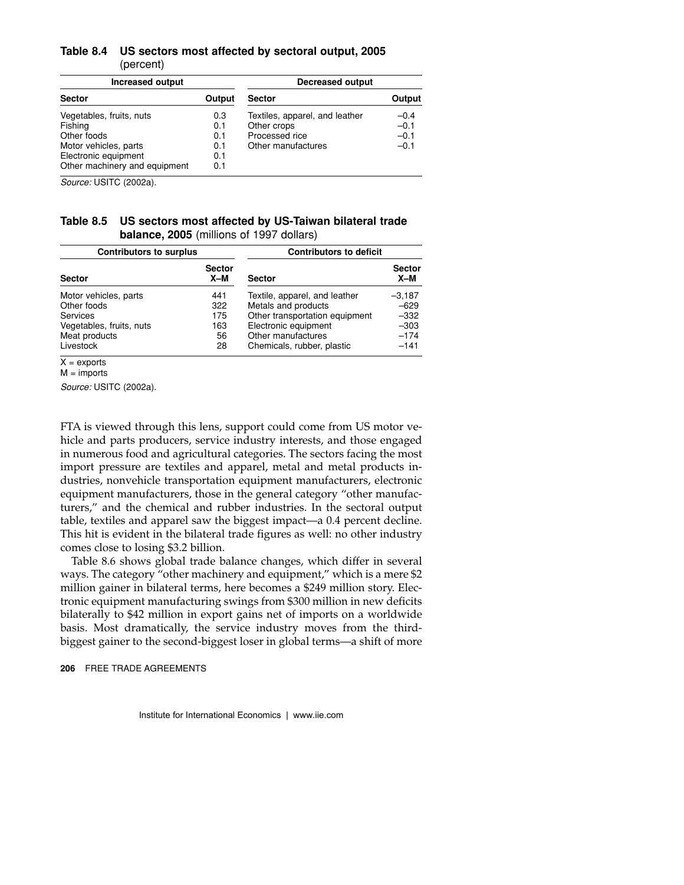**Table 8.4 US sectors most affected by sectoral output, 2005** (percent)

| Increased output | | Decreased output | |
|---|---|---|---|
| **Sector** | **Output** | **Sector** | **Output** |
| Vegetables, fruits, nuts | 0.3 | Textiles, apparel, and leather | –0.4 |
| Fishing | 0.1 | Other crops | –0.1 |
| Other foods | 0.1 | Processed rice | –0.1 |
| Motor vehicles, parts | 0.1 | Other manufactures | –0.1 |
| Electronic equipment | 0.1 | | |
| Other machinery and equipment | 0.1 | | |

*Source:* USITC (2002a).

**Table 8.5 US sectors most affected by US-Taiwan bilateral trade balance, 2005** (millions of 1997 dollars)

| Contributors to surplus | | Contributors to deficit | |
|---|---|---|---|
| **Sector** | **Sector X–M** | **Sector** | **Sector X–M** |
| Motor vehicles, parts | 441 | Textile, apparel, and leather | –3,187 |
| Other foods | 322 | Metals and products | –629 |
| Services | 175 | Other transportation equipment | –332 |
| Vegetables, fruits, nuts | 163 | Electronic equipment | –303 |
| Meat products | 56 | Other manufactures | –174 |
| Livestock | 28 | Chemicals, rubber, plastic | –141 |

X = exports
M = imports

*Source:* USITC (2002a).

FTA is viewed through this lens, support could come from US motor vehicle and parts producers, service industry interests, and those engaged in numerous food and agricultural categories. The sectors facing the most import pressure are textiles and apparel, metal and metal products industries, nonvehicle transportation equipment manufacturers, electronic equipment manufacturers, those in the general category "other manufacturers," and the chemical and rubber industries. In the sectoral output table, textiles and apparel saw the biggest impact—a 0.4 percent decline. This hit is evident in the bilateral trade figures as well: no other industry comes close to losing $3.2 billion.

Table 8.6 shows global trade balance changes, which differ in several ways. The category "other machinery and equipment," which is a mere $2 million gainer in bilateral terms, here becomes a $249 million story. Electronic equipment manufacturing swings from $300 million in new deficits bilaterally to $42 million in export gains net of imports on a worldwide basis. Most dramatically, the service industry moves from the third-biggest gainer to the second-biggest loser in global terms—a shift of more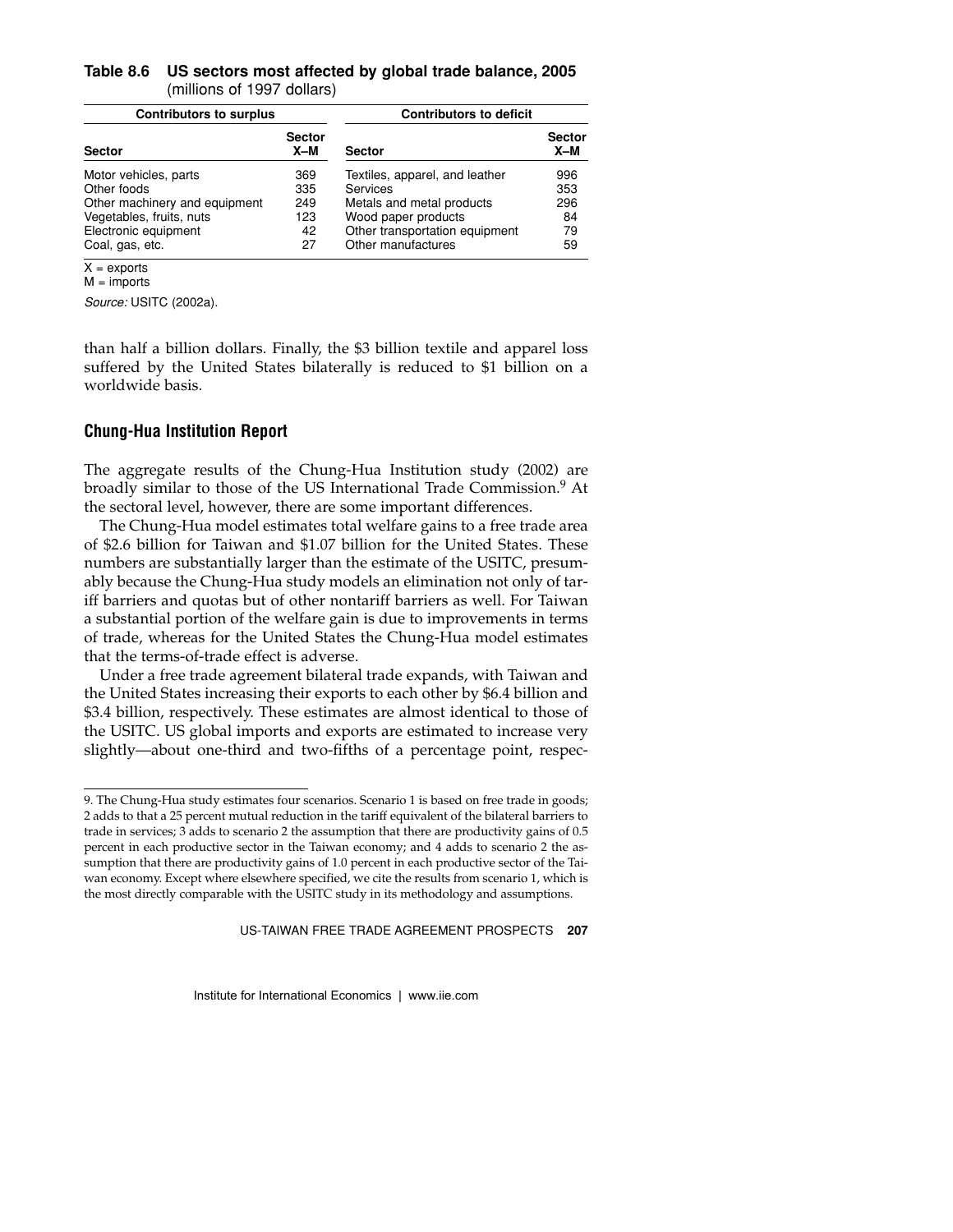**Table 8.6 US sectors most affected by global trade balance, 2005 (millions of 1997 dollars)**

| Contributors to surplus | | Contributors to deficit | |
|---|---|---|---|
| Sector | Sector X–M | Sector | Sector X–M |
| Motor vehicles, parts | 369 | Textiles, apparel, and leather | 996 |
| Other foods | 335 | Services | 353 |
| Other machinery and equipment | 249 | Metals and metal products | 296 |
| Vegetables, fruits, nuts | 123 | Wood paper products | 84 |
| Electronic equipment | 42 | Other transportation equipment | 79 |
| Coal, gas, etc. | 27 | Other manufactures | 59 |

X = exports
M = imports

*Source:* USITC (2002a).

than half a billion dollars. Finally, the $3 billion textile and apparel loss suffered by the United States bilaterally is reduced to $1 billion on a worldwide basis.

### Chung-Hua Institution Report

The aggregate results of the Chung-Hua Institution study (2002) are broadly similar to those of the US International Trade Commission.[9] At the sectoral level, however, there are some important differences.

The Chung-Hua model estimates total welfare gains to a free trade area of $2.6 billion for Taiwan and $1.07 billion for the United States. These numbers are substantially larger than the estimate of the USITC, presumably because the Chung-Hua study models an elimination not only of tariff barriers and quotas but of other nontariff barriers as well. For Taiwan a substantial portion of the welfare gain is due to improvements in terms of trade, whereas for the United States the Chung-Hua model estimates that the terms-of-trade effect is adverse.

Under a free trade agreement bilateral trade expands, with Taiwan and the United States increasing their exports to each other by $6.4 billion and $3.4 billion, respectively. These estimates are almost identical to those of the USITC. US global imports and exports are estimated to increase very slightly—about one-third and two-fifths of a percentage point, respec-

9. The Chung-Hua study estimates four scenarios. Scenario 1 is based on free trade in goods; 2 adds to that a 25 percent mutual reduction in the tariff equivalent of the bilateral barriers to trade in services; 3 adds to scenario 2 the assumption that there are productivity gains of 0.5 percent in each productive sector in the Taiwan economy; and 4 adds to scenario 2 the assumption that there are productivity gains of 1.0 percent in each productive sector of the Taiwan economy. Except where elsewhere specified, we cite the results from scenario 1, which is the most directly comparable with the USITC study in its methodology and assumptions.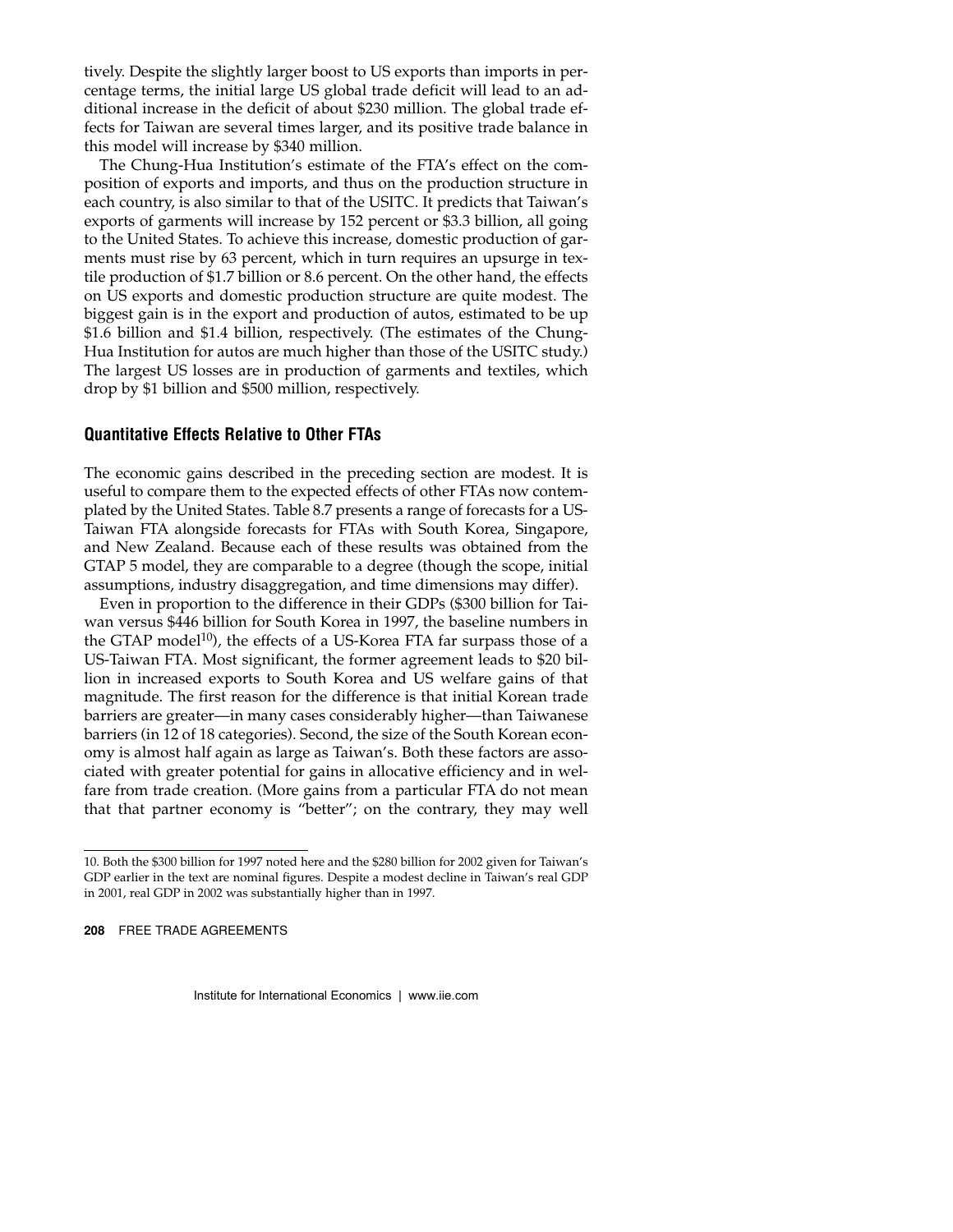tively. Despite the slightly larger boost to US exports than imports in percentage terms, the initial large US global trade deficit will lead to an additional increase in the deficit of about $230 million. The global trade effects for Taiwan are several times larger, and its positive trade balance in this model will increase by $340 million.

The Chung-Hua Institution's estimate of the FTA's effect on the composition of exports and imports, and thus on the production structure in each country, is also similar to that of the USITC. It predicts that Taiwan's exports of garments will increase by 152 percent or $3.3 billion, all going to the United States. To achieve this increase, domestic production of garments must rise by 63 percent, which in turn requires an upsurge in textile production of $1.7 billion or 8.6 percent. On the other hand, the effects on US exports and domestic production structure are quite modest. The biggest gain is in the export and production of autos, estimated to be up $1.6 billion and $1.4 billion, respectively. (The estimates of the Chung-Hua Institution for autos are much higher than those of the USITC study.) The largest US losses are in production of garments and textiles, which drop by $1 billion and $500 million, respectively.

### Quantitative Effects Relative to Other FTAs

The economic gains described in the preceding section are modest. It is useful to compare them to the expected effects of other FTAs now contemplated by the United States. Table 8.7 presents a range of forecasts for a US-Taiwan FTA alongside forecasts for FTAs with South Korea, Singapore, and New Zealand. Because each of these results was obtained from the GTAP 5 model, they are comparable to a degree (though the scope, initial assumptions, industry disaggregation, and time dimensions may differ).

Even in proportion to the difference in their GDPs ($300 billion for Taiwan versus $446 billion for South Korea in 1997, the baseline numbers in the GTAP model[10]), the effects of a US-Korea FTA far surpass those of a US-Taiwan FTA. Most significant, the former agreement leads to $20 billion in increased exports to South Korea and US welfare gains of that magnitude. The first reason for the difference is that initial Korean trade barriers are greater—in many cases considerably higher—than Taiwanese barriers (in 12 of 18 categories). Second, the size of the South Korean economy is almost half again as large as Taiwan's. Both these factors are associated with greater potential for gains in allocative efficiency and in welfare from trade creation. (More gains from a particular FTA do not mean that that partner economy is "better"; on the contrary, they may well

---

10. Both the $300 billion for 1997 noted here and the $280 billion for 2002 given for Taiwan's GDP earlier in the text are nominal figures. Despite a modest decline in Taiwan's real GDP in 2001, real GDP in 2002 was substantially higher than in 1997.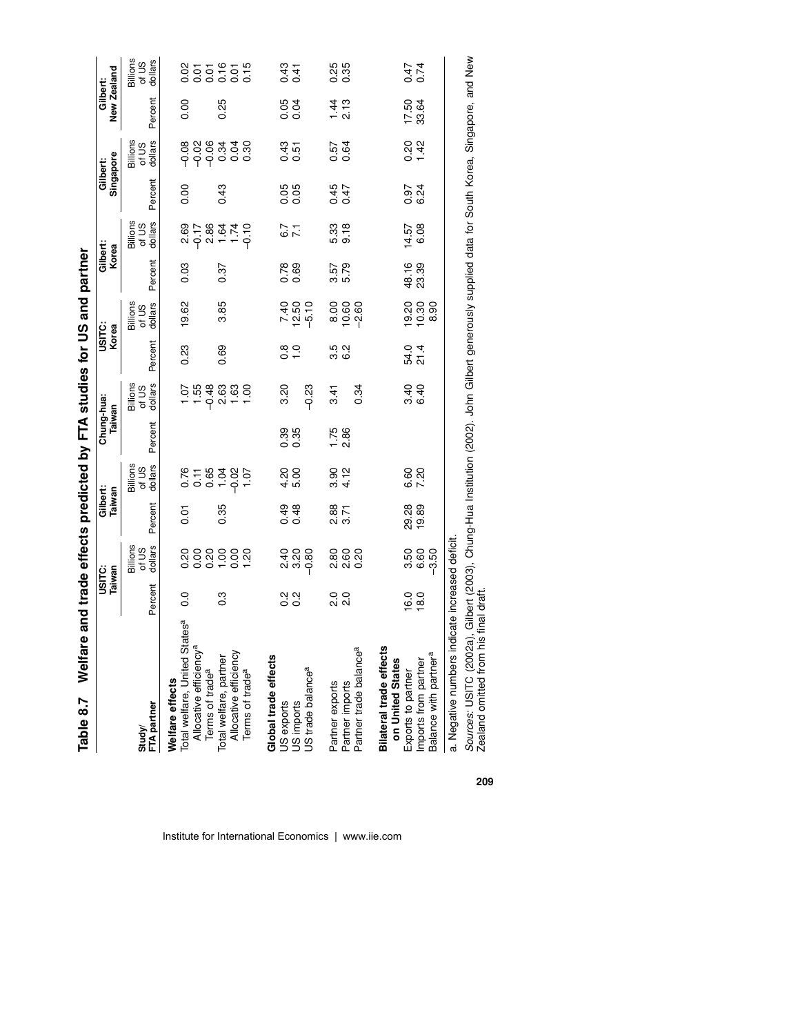**Table 8.7 Welfare and trade effects predicted by FTA studies for US and partner**

| Study/ FTA partner | USITC: Taiwan | | Gilbert: Taiwan | | Chung-hua: Taiwan | | USITC: Korea | | Gilbert: Korea | | Gilbert: Singapore | | Gilbert: New Zealand | |
|---|---|---|---|---|---|---|---|---|---|---|---|---|---|---|
| | Percent | Billions of US dollars | Percent | Billions of US dollars | Percent | Billions of US dollars | Percent | Billions of US dollars | Percent | Billions of US dollars | Percent | Billions of US dollars | Percent | Billions of US dollars |
| **Welfare effects** | | | | | | | | | | | | | | |
| Total welfare, United States[a] | 0.0 | 0.20 | 0.01 | 0.76 | | 1.07 | 0.23 | 19.62 | 0.03 | 2.69 | 0.00 | −0.08 | 0.00 | 0.02 |
| Allocative efficiency[a] | | 0.00 | | 0.11 | | 1.55 | | | | −0.17 | | −0.02 | | 0.01 |
| Terms of trade[a] | | 0.20 | | 0.65 | | −0.48 | | | | 2.86 | | −0.06 | | 0.01 |
| Total welfare, partner | 0.3 | 1.00 | 0.35 | 1.04 | | 2.63 | 0.69 | 3.85 | 0.37 | 1.64 | 0.43 | 0.34 | 0.25 | 0.16 |
| Allocative efficiency | | 0.00 | | −0.02 | | 1.63 | | | | 1.74 | | 0.04 | | 0.01 |
| Terms of trade[a] | | 1.20 | | 1.07 | | 1.00 | | | | −0.10 | | 0.30 | | 0.15 |
| **Global trade effects** | | | | | | | | | | | | | | |
| US exports | 0.2 | 2.40 | 0.49 | 4.20 | 0.39 | 3.20 | 0.8 | 7.40 | 0.78 | 6.7 | 0.05 | 0.43 | 0.05 | 0.43 |
| US imports | 0.2 | 3.20 | 0.48 | 5.00 | 0.35 | | 1.0 | 12.50 | 0.69 | 7.1 | 0.05 | 0.51 | 0.04 | 0.41 |
| US trade balance[a] | | −0.80 | | | | −0.23 | | −5.10 | | | | | | |
| Partner exports | 2.0 | 2.80 | 2.88 | 3.90 | 1.75 | 3.41 | 3.5 | 8.00 | 3.57 | 5.33 | 0.45 | 0.57 | 1.44 | 0.25 |
| Partner imports | 2.0 | 2.60 | 3.71 | 4.12 | 2.86 | | 6.2 | 10.60 | 5.79 | 9.18 | 0.47 | 0.64 | 2.13 | 0.35 |
| Partner trade balance[a] | | 0.20 | | | | 0.34 | | −2.60 | | | | | | |
| **Bilateral trade effects on United States** | | | | | | | | | | | | | | |
| Exports to partner | 16.0 | 3.50 | 29.28 | 6.60 | | 3.40 | 54.0 | 19.20 | 48.16 | 14.57 | 0.97 | 0.20 | 17.50 | 0.47 |
| Imports from partner | 18.0 | 6.60 | 19.89 | 7.20 | | 6.40 | 21.4 | 10.30 | 23.39 | 6.08 | 6.24 | 1.42 | 33.64 | 0.74 |
| Balance with partner[a] | | −3.50 | | | | | | 8.90 | | | | | | |

a. Negative numbers indicate increased deficit.

*Sources:* USITC (2002a), Gilbert (2003), Chung-Hua Institution (2002). John Gilbert generously supplied data for South Korea, Singapore, and New Zealand omitted from his final draft.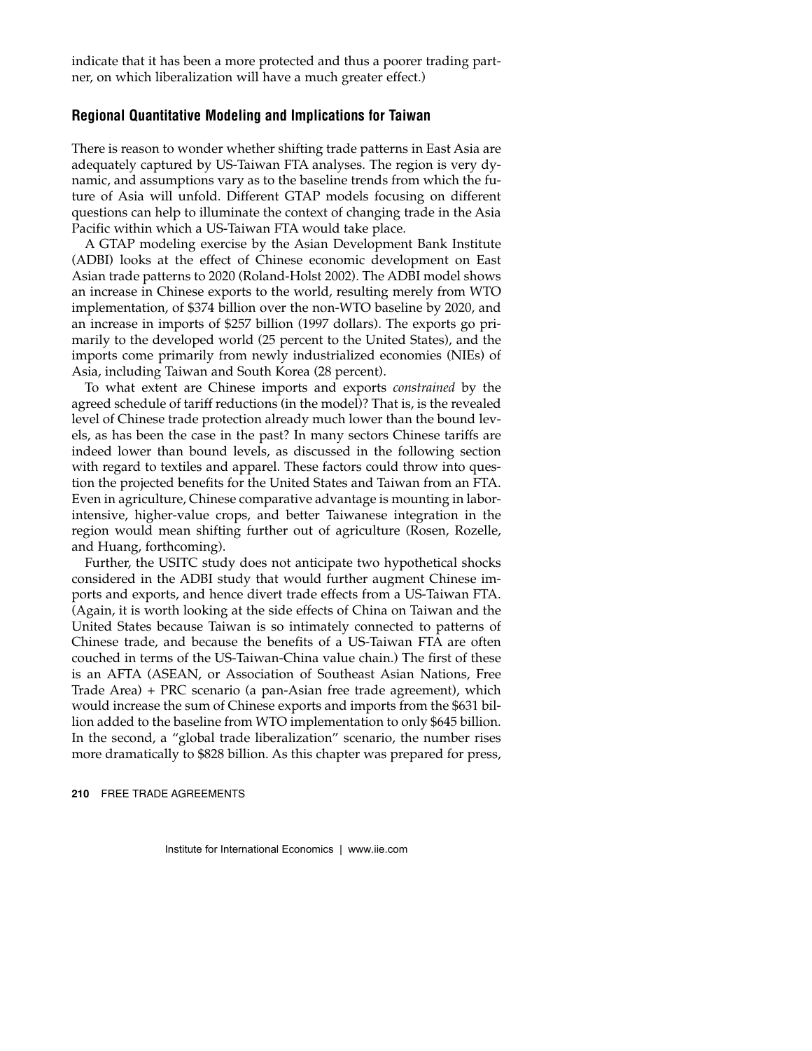indicate that it has been a more protected and thus a poorer trading partner, on which liberalization will have a much greater effect.)

### Regional Quantitative Modeling and Implications for Taiwan

There is reason to wonder whether shifting trade patterns in East Asia are adequately captured by US-Taiwan FTA analyses. The region is very dynamic, and assumptions vary as to the baseline trends from which the future of Asia will unfold. Different GTAP models focusing on different questions can help to illuminate the context of changing trade in the Asia Pacific within which a US-Taiwan FTA would take place.

A GTAP modeling exercise by the Asian Development Bank Institute (ADBI) looks at the effect of Chinese economic development on East Asian trade patterns to 2020 (Roland-Holst 2002). The ADBI model shows an increase in Chinese exports to the world, resulting merely from WTO implementation, of $374 billion over the non-WTO baseline by 2020, and an increase in imports of $257 billion (1997 dollars). The exports go primarily to the developed world (25 percent to the United States), and the imports come primarily from newly industrialized economies (NIEs) of Asia, including Taiwan and South Korea (28 percent).

To what extent are Chinese imports and exports *constrained* by the agreed schedule of tariff reductions (in the model)? That is, is the revealed level of Chinese trade protection already much lower than the bound levels, as has been the case in the past? In many sectors Chinese tariffs are indeed lower than bound levels, as discussed in the following section with regard to textiles and apparel. These factors could throw into question the projected benefits for the United States and Taiwan from an FTA. Even in agriculture, Chinese comparative advantage is mounting in labor-intensive, higher-value crops, and better Taiwanese integration in the region would mean shifting further out of agriculture (Rosen, Rozelle, and Huang, forthcoming).

Further, the USITC study does not anticipate two hypothetical shocks considered in the ADBI study that would further augment Chinese imports and exports, and hence divert trade effects from a US-Taiwan FTA. (Again, it is worth looking at the side effects of China on Taiwan and the United States because Taiwan is so intimately connected to patterns of Chinese trade, and because the benefits of a US-Taiwan FTA are often couched in terms of the US-Taiwan-China value chain.) The first of these is an AFTA (ASEAN, or Association of Southeast Asian Nations, Free Trade Area) + PRC scenario (a pan-Asian free trade agreement), which would increase the sum of Chinese exports and imports from the $631 billion added to the baseline from WTO implementation to only $645 billion. In the second, a "global trade liberalization" scenario, the number rises more dramatically to $828 billion. As this chapter was prepared for press,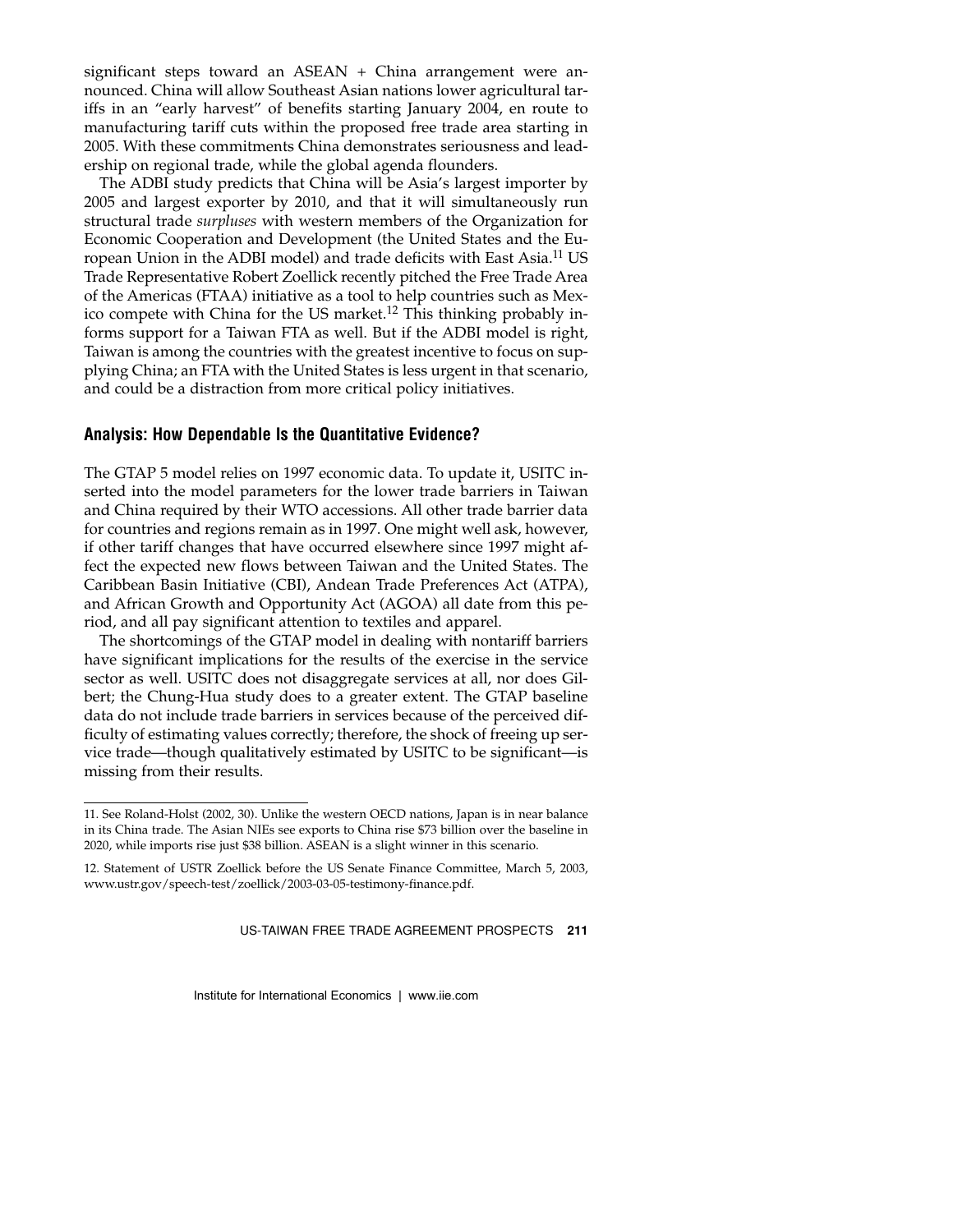significant steps toward an ASEAN + China arrangement were announced. China will allow Southeast Asian nations lower agricultural tariffs in an "early harvest" of benefits starting January 2004, en route to manufacturing tariff cuts within the proposed free trade area starting in 2005. With these commitments China demonstrates seriousness and leadership on regional trade, while the global agenda flounders.

The ADBI study predicts that China will be Asia's largest importer by 2005 and largest exporter by 2010, and that it will simultaneously run structural trade *surpluses* with western members of the Organization for Economic Cooperation and Development (the United States and the European Union in the ADBI model) and trade deficits with East Asia.[11] US Trade Representative Robert Zoellick recently pitched the Free Trade Area of the Americas (FTAA) initiative as a tool to help countries such as Mexico compete with China for the US market.[12] This thinking probably informs support for a Taiwan FTA as well. But if the ADBI model is right, Taiwan is among the countries with the greatest incentive to focus on supplying China; an FTA with the United States is less urgent in that scenario, and could be a distraction from more critical policy initiatives.

## Analysis: How Dependable Is the Quantitative Evidence?

The GTAP 5 model relies on 1997 economic data. To update it, USITC inserted into the model parameters for the lower trade barriers in Taiwan and China required by their WTO accessions. All other trade barrier data for countries and regions remain as in 1997. One might well ask, however, if other tariff changes that have occurred elsewhere since 1997 might affect the expected new flows between Taiwan and the United States. The Caribbean Basin Initiative (CBI), Andean Trade Preferences Act (ATPA), and African Growth and Opportunity Act (AGOA) all date from this period, and all pay significant attention to textiles and apparel.

The shortcomings of the GTAP model in dealing with nontariff barriers have significant implications for the results of the exercise in the service sector as well. USITC does not disaggregate services at all, nor does Gilbert; the Chung-Hua study does to a greater extent. The GTAP baseline data do not include trade barriers in services because of the perceived difficulty of estimating values correctly; therefore, the shock of freeing up service trade—though qualitatively estimated by USITC to be significant—is missing from their results.

---

11. See Roland-Holst (2002, 30). Unlike the western OECD nations, Japan is in near balance in its China trade. The Asian NIEs see exports to China rise $73 billion over the baseline in 2020, while imports rise just $38 billion. ASEAN is a slight winner in this scenario.

12. Statement of USTR Zoellick before the US Senate Finance Committee, March 5, 2003, www.ustr.gov/speech-test/zoellick/2003-03-05-testimony-finance.pdf.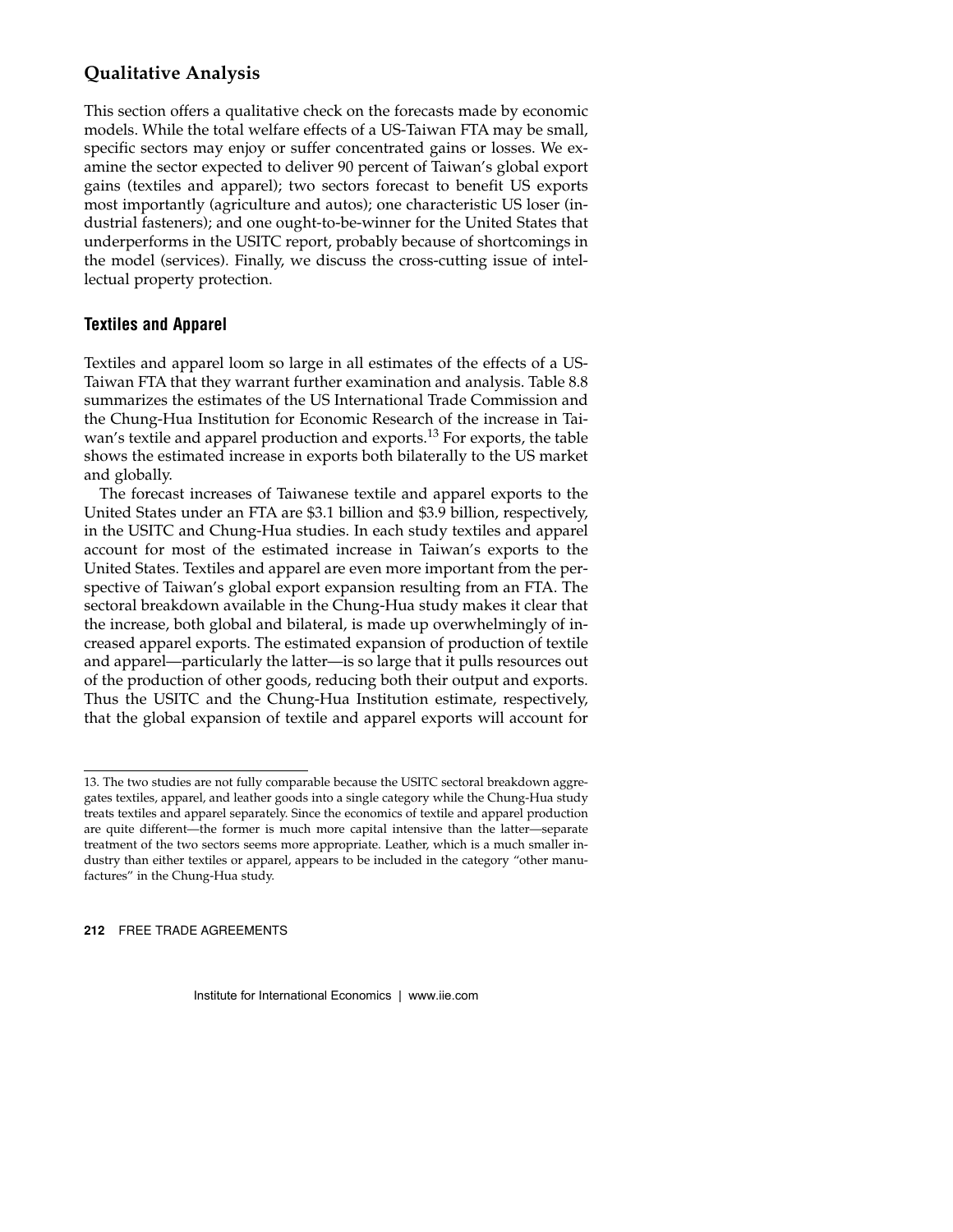## Qualitative Analysis

This section offers a qualitative check on the forecasts made by economic models. While the total welfare effects of a US-Taiwan FTA may be small, specific sectors may enjoy or suffer concentrated gains or losses. We examine the sector expected to deliver 90 percent of Taiwan's global export gains (textiles and apparel); two sectors forecast to benefit US exports most importantly (agriculture and autos); one characteristic US loser (industrial fasteners); and one ought-to-be-winner for the United States that underperforms in the USITC report, probably because of shortcomings in the model (services). Finally, we discuss the cross-cutting issue of intellectual property protection.

### Textiles and Apparel

Textiles and apparel loom so large in all estimates of the effects of a US-Taiwan FTA that they warrant further examination and analysis. Table 8.8 summarizes the estimates of the US International Trade Commission and the Chung-Hua Institution for Economic Research of the increase in Taiwan's textile and apparel production and exports.[13] For exports, the table shows the estimated increase in exports both bilaterally to the US market and globally.

The forecast increases of Taiwanese textile and apparel exports to the United States under an FTA are $3.1 billion and $3.9 billion, respectively, in the USITC and Chung-Hua studies. In each study textiles and apparel account for most of the estimated increase in Taiwan's exports to the United States. Textiles and apparel are even more important from the perspective of Taiwan's global export expansion resulting from an FTA. The sectoral breakdown available in the Chung-Hua study makes it clear that the increase, both global and bilateral, is made up overwhelmingly of increased apparel exports. The estimated expansion of production of textile and apparel—particularly the latter—is so large that it pulls resources out of the production of other goods, reducing both their output and exports. Thus the USITC and the Chung-Hua Institution estimate, respectively, that the global expansion of textile and apparel exports will account for

13. The two studies are not fully comparable because the USITC sectoral breakdown aggregates textiles, apparel, and leather goods into a single category while the Chung-Hua study treats textiles and apparel separately. Since the economics of textile and apparel production are quite different—the former is much more capital intensive than the latter—separate treatment of the two sectors seems more appropriate. Leather, which is a much smaller industry than either textiles or apparel, appears to be included in the category "other manufactures" in the Chung-Hua study.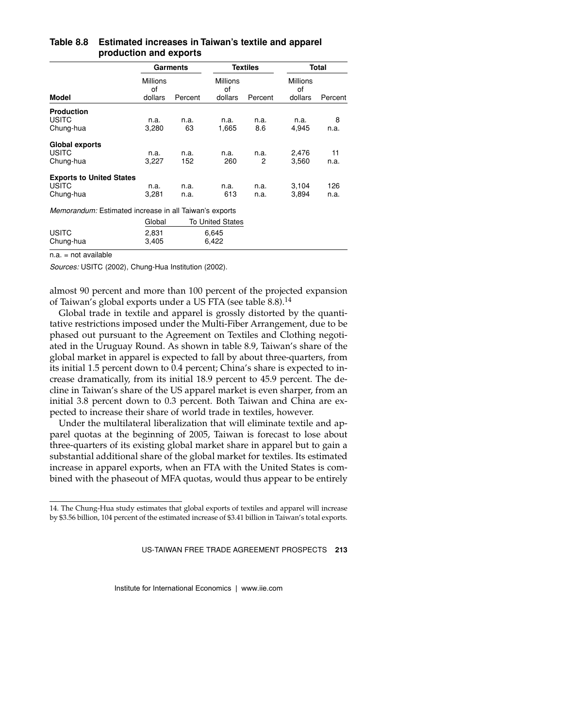**Table 8.8 Estimated increases in Taiwan's textile and apparel production and exports**

| Model | Garments | | Textiles | | Total | |
|---|---|---|---|---|---|---|
| | Millions of dollars | Percent | Millions of dollars | Percent | Millions of dollars | Percent |
| **Production** | | | | | | |
| USITC | n.a. | n.a. | n.a. | n.a. | n.a. | 8 |
| Chung-hua | 3,280 | 63 | 1,665 | 8.6 | 4,945 | n.a. |
| **Global exports** | | | | | | |
| USITC | n.a. | n.a. | n.a. | n.a. | 2,476 | 11 |
| Chung-hua | 3,227 | 152 | 260 | 2 | 3,560 | n.a. |
| **Exports to United States** | | | | | | |
| USITC | n.a. | n.a. | n.a. | n.a. | 3,104 | 126 |
| Chung-hua | 3,281 | n.a. | 613 | n.a. | 3,894 | n.a. |

*Memorandum:* Estimated increase in all Taiwan's exports

| | Global | To United States |
|---|---|---|
| USITC | 2,831 | 6,645 |
| Chung-hua | 3,405 | 6,422 |

n.a. = not available

*Sources:* USITC (2002), Chung-Hua Institution (2002).

almost 90 percent and more than 100 percent of the projected expansion of Taiwan's global exports under a US FTA (see table 8.8).[14]

Global trade in textile and apparel is grossly distorted by the quantitative restrictions imposed under the Multi-Fiber Arrangement, due to be phased out pursuant to the Agreement on Textiles and Clothing negotiated in the Uruguay Round. As shown in table 8.9, Taiwan's share of the global market in apparel is expected to fall by about three-quarters, from its initial 1.5 percent down to 0.4 percent; China's share is expected to increase dramatically, from its initial 18.9 percent to 45.9 percent. The decline in Taiwan's share of the US apparel market is even sharper, from an initial 3.8 percent down to 0.3 percent. Both Taiwan and China are expected to increase their share of world trade in textiles, however.

Under the multilateral liberalization that will eliminate textile and apparel quotas at the beginning of 2005, Taiwan is forecast to lose about three-quarters of its existing global market share in apparel but to gain a substantial additional share of the global market for textiles. Its estimated increase in apparel exports, when an FTA with the United States is combined with the phaseout of MFA quotas, would thus appear to be entirely

14. The Chung-Hua study estimates that global exports of textiles and apparel will increase by $3.56 billion, 104 percent of the estimated increase of $3.41 billion in Taiwan's total exports.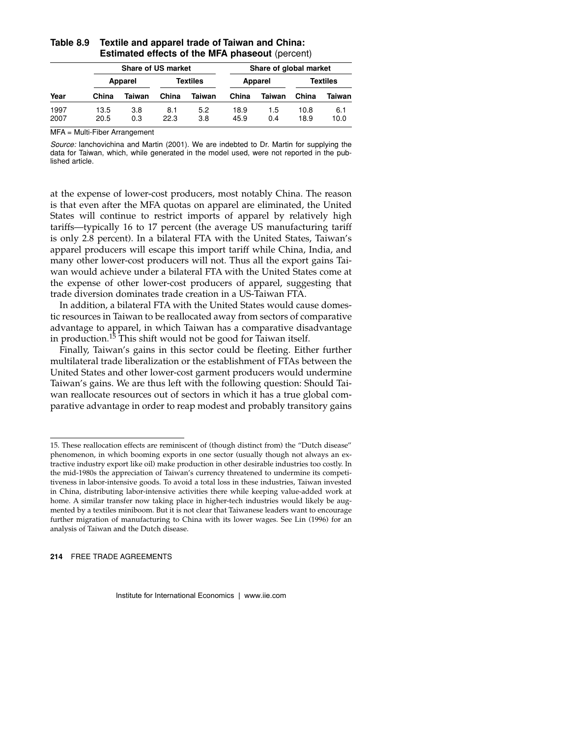**Table 8.9 Textile and apparel trade of Taiwan and China: Estimated effects of the MFA phaseout** (percent)

| | Share of US market | | | | Share of global market | | | |
|---|---|---|---|---|---|---|---|---|
| | Apparel | | Textiles | | Apparel | | Textiles | |
| Year | China | Taiwan | China | Taiwan | China | Taiwan | China | Taiwan |
| 1997 | 13.5 | 3.8 | 8.1 | 5.2 | 18.9 | 1.5 | 10.8 | 6.1 |
| 2007 | 20.5 | 0.3 | 22.3 | 3.8 | 45.9 | 0.4 | 18.9 | 10.0 |

MFA = Multi-Fiber Arrangement

*Source:* Ianchovichina and Martin (2001). We are indebted to Dr. Martin for supplying the data for Taiwan, which, while generated in the model used, were not reported in the published article.

at the expense of lower-cost producers, most notably China. The reason is that even after the MFA quotas on apparel are eliminated, the United States will continue to restrict imports of apparel by relatively high tariffs—typically 16 to 17 percent (the average US manufacturing tariff is only 2.8 percent). In a bilateral FTA with the United States, Taiwan's apparel producers will escape this import tariff while China, India, and many other lower-cost producers will not. Thus all the export gains Taiwan would achieve under a bilateral FTA with the United States come at the expense of other lower-cost producers of apparel, suggesting that trade diversion dominates trade creation in a US-Taiwan FTA.

In addition, a bilateral FTA with the United States would cause domestic resources in Taiwan to be reallocated away from sectors of comparative advantage to apparel, in which Taiwan has a comparative disadvantage in production.[15] This shift would not be good for Taiwan itself.

Finally, Taiwan's gains in this sector could be fleeting. Either further multilateral trade liberalization or the establishment of FTAs between the United States and other lower-cost garment producers would undermine Taiwan's gains. We are thus left with the following question: Should Taiwan reallocate resources out of sectors in which it has a true global comparative advantage in order to reap modest and probably transitory gains

15. These reallocation effects are reminiscent of (though distinct from) the "Dutch disease" phenomenon, in which booming exports in one sector (usually though not always an extractive industry export like oil) make production in other desirable industries too costly. In the mid-1980s the appreciation of Taiwan's currency threatened to undermine its competitiveness in labor-intensive goods. To avoid a total loss in these industries, Taiwan invested in China, distributing labor-intensive activities there while keeping value-added work at home. A similar transfer now taking place in higher-tech industries would likely be augmented by a textiles miniboom. But it is not clear that Taiwanese leaders want to encourage further migration of manufacturing to China with its lower wages. See Lin (1996) for an analysis of Taiwan and the Dutch disease.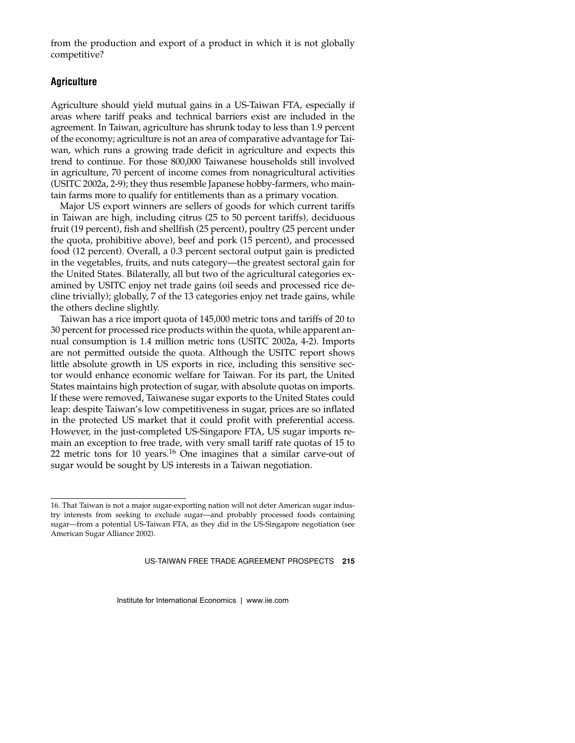from the production and export of a product in which it is not globally competitive?

## Agriculture

Agriculture should yield mutual gains in a US-Taiwan FTA, especially if areas where tariff peaks and technical barriers exist are included in the agreement. In Taiwan, agriculture has shrunk today to less than 1.9 percent of the economy; agriculture is not an area of comparative advantage for Taiwan, which runs a growing trade deficit in agriculture and expects this trend to continue. For those 800,000 Taiwanese households still involved in agriculture, 70 percent of income comes from nonagricultural activities (USITC 2002a, 2-9); they thus resemble Japanese hobby-farmers, who maintain farms more to qualify for entitlements than as a primary vocation.

Major US export winners are sellers of goods for which current tariffs in Taiwan are high, including citrus (25 to 50 percent tariffs), deciduous fruit (19 percent), fish and shellfish (25 percent), poultry (25 percent under the quota, prohibitive above), beef and pork (15 percent), and processed food (12 percent). Overall, a 0.3 percent sectoral output gain is predicted in the vegetables, fruits, and nuts category—the greatest sectoral gain for the United States. Bilaterally, all but two of the agricultural categories examined by USITC enjoy net trade gains (oil seeds and processed rice decline trivially); globally, 7 of the 13 categories enjoy net trade gains, while the others decline slightly.

Taiwan has a rice import quota of 145,000 metric tons and tariffs of 20 to 30 percent for processed rice products within the quota, while apparent annual consumption is 1.4 million metric tons (USITC 2002a, 4-2). Imports are not permitted outside the quota. Although the USITC report shows little absolute growth in US exports in rice, including this sensitive sector would enhance economic welfare for Taiwan. For its part, the United States maintains high protection of sugar, with absolute quotas on imports. If these were removed, Taiwanese sugar exports to the United States could leap: despite Taiwan's low competitiveness in sugar, prices are so inflated in the protected US market that it could profit with preferential access. However, in the just-completed US-Singapore FTA, US sugar imports remain an exception to free trade, with very small tariff rate quotas of 15 to 22 metric tons for 10 years.[16] One imagines that a similar carve-out of sugar would be sought by US interests in a Taiwan negotiation.

---

16. That Taiwan is not a major sugar-exporting nation will not deter American sugar industry interests from seeking to exclude sugar—and probably processed foods containing sugar—from a potential US-Taiwan FTA, as they did in the US-Singapore negotiation (see American Sugar Alliance 2002).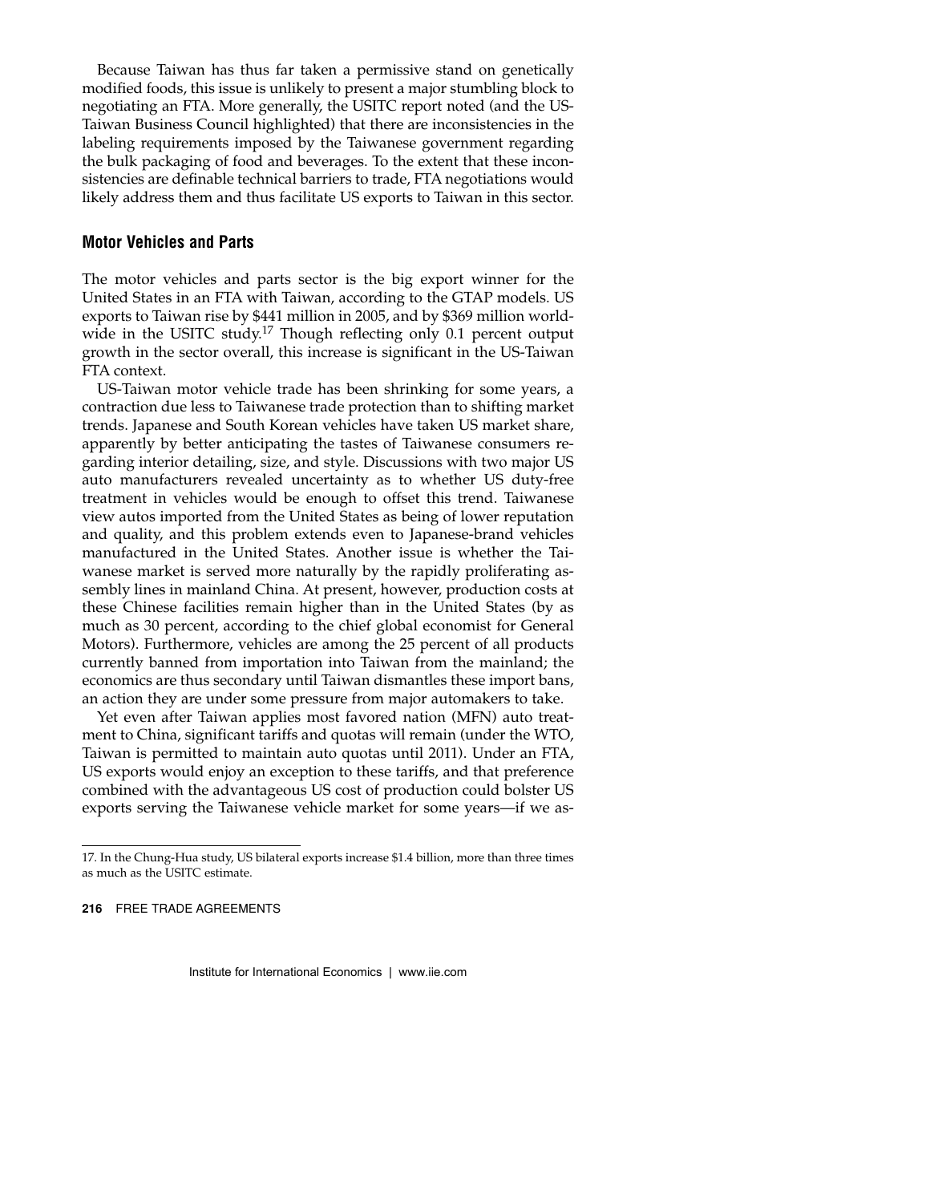Because Taiwan has thus far taken a permissive stand on genetically modified foods, this issue is unlikely to present a major stumbling block to negotiating an FTA. More generally, the USITC report noted (and the US-Taiwan Business Council highlighted) that there are inconsistencies in the labeling requirements imposed by the Taiwanese government regarding the bulk packaging of food and beverages. To the extent that these inconsistencies are definable technical barriers to trade, FTA negotiations would likely address them and thus facilitate US exports to Taiwan in this sector.

### Motor Vehicles and Parts

The motor vehicles and parts sector is the big export winner for the United States in an FTA with Taiwan, according to the GTAP models. US exports to Taiwan rise by $441 million in 2005, and by $369 million worldwide in the USITC study.[17] Though reflecting only 0.1 percent output growth in the sector overall, this increase is significant in the US-Taiwan FTA context.

US-Taiwan motor vehicle trade has been shrinking for some years, a contraction due less to Taiwanese trade protection than to shifting market trends. Japanese and South Korean vehicles have taken US market share, apparently by better anticipating the tastes of Taiwanese consumers regarding interior detailing, size, and style. Discussions with two major US auto manufacturers revealed uncertainty as to whether US duty-free treatment in vehicles would be enough to offset this trend. Taiwanese view autos imported from the United States as being of lower reputation and quality, and this problem extends even to Japanese-brand vehicles manufactured in the United States. Another issue is whether the Taiwanese market is served more naturally by the rapidly proliferating assembly lines in mainland China. At present, however, production costs at these Chinese facilities remain higher than in the United States (by as much as 30 percent, according to the chief global economist for General Motors). Furthermore, vehicles are among the 25 percent of all products currently banned from importation into Taiwan from the mainland; the economics are thus secondary until Taiwan dismantles these import bans, an action they are under some pressure from major automakers to take.

Yet even after Taiwan applies most favored nation (MFN) auto treatment to China, significant tariffs and quotas will remain (under the WTO, Taiwan is permitted to maintain auto quotas until 2011). Under an FTA, US exports would enjoy an exception to these tariffs, and that preference combined with the advantageous US cost of production could bolster US exports serving the Taiwanese vehicle market for some years—if we as-

---

17. In the Chung-Hua study, US bilateral exports increase $1.4 billion, more than three times as much as the USITC estimate.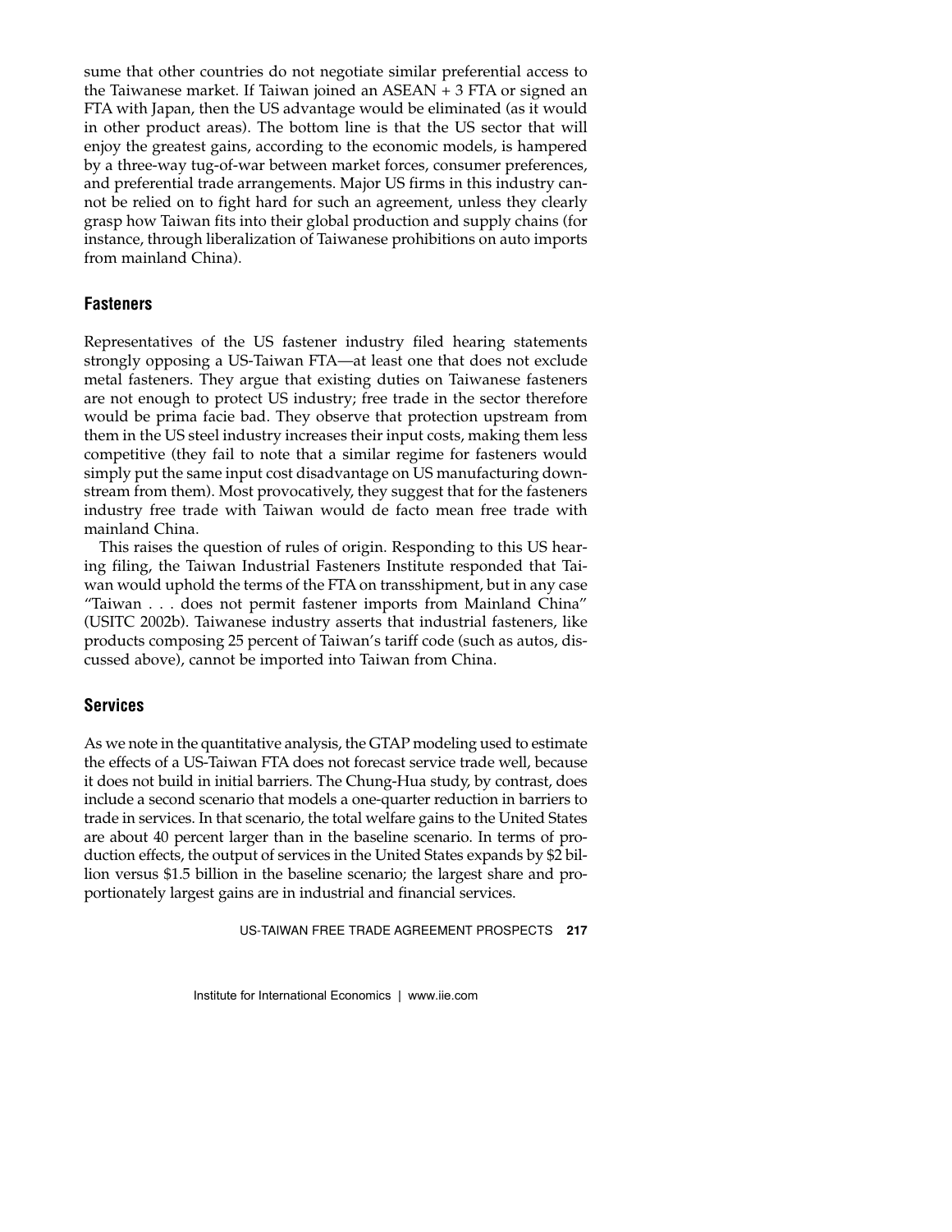sume that other countries do not negotiate similar preferential access to the Taiwanese market. If Taiwan joined an ASEAN + 3 FTA or signed an FTA with Japan, then the US advantage would be eliminated (as it would in other product areas). The bottom line is that the US sector that will enjoy the greatest gains, according to the economic models, is hampered by a three-way tug-of-war between market forces, consumer preferences, and preferential trade arrangements. Major US firms in this industry cannot be relied on to fight hard for such an agreement, unless they clearly grasp how Taiwan fits into their global production and supply chains (for instance, through liberalization of Taiwanese prohibitions on auto imports from mainland China).

### Fasteners

Representatives of the US fastener industry filed hearing statements strongly opposing a US-Taiwan FTA—at least one that does not exclude metal fasteners. They argue that existing duties on Taiwanese fasteners are not enough to protect US industry; free trade in the sector therefore would be prima facie bad. They observe that protection upstream from them in the US steel industry increases their input costs, making them less competitive (they fail to note that a similar regime for fasteners would simply put the same input cost disadvantage on US manufacturing downstream from them). Most provocatively, they suggest that for the fasteners industry free trade with Taiwan would de facto mean free trade with mainland China.

This raises the question of rules of origin. Responding to this US hearing filing, the Taiwan Industrial Fasteners Institute responded that Taiwan would uphold the terms of the FTA on transshipment, but in any case "Taiwan . . . does not permit fastener imports from Mainland China" (USITC 2002b). Taiwanese industry asserts that industrial fasteners, like products composing 25 percent of Taiwan's tariff code (such as autos, discussed above), cannot be imported into Taiwan from China.

### Services

As we note in the quantitative analysis, the GTAP modeling used to estimate the effects of a US-Taiwan FTA does not forecast service trade well, because it does not build in initial barriers. The Chung-Hua study, by contrast, does include a second scenario that models a one-quarter reduction in barriers to trade in services. In that scenario, the total welfare gains to the United States are about 40 percent larger than in the baseline scenario. In terms of production effects, the output of services in the United States expands by $2 billion versus $1.5 billion in the baseline scenario; the largest share and proportionately largest gains are in industrial and financial services.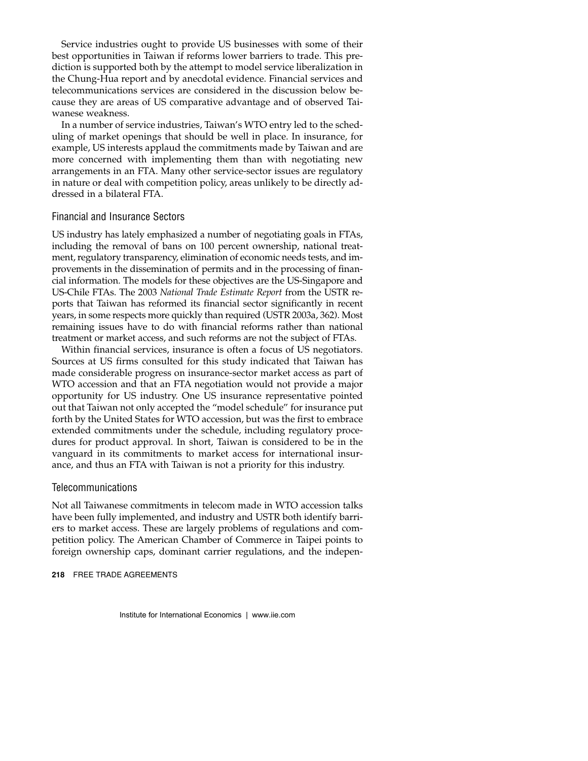Service industries ought to provide US businesses with some of their best opportunities in Taiwan if reforms lower barriers to trade. This prediction is supported both by the attempt to model service liberalization in the Chung-Hua report and by anecdotal evidence. Financial services and telecommunications services are considered in the discussion below because they are areas of US comparative advantage and of observed Taiwanese weakness.

In a number of service industries, Taiwan's WTO entry led to the scheduling of market openings that should be well in place. In insurance, for example, US interests applaud the commitments made by Taiwan and are more concerned with implementing them than with negotiating new arrangements in an FTA. Many other service-sector issues are regulatory in nature or deal with competition policy, areas unlikely to be directly addressed in a bilateral FTA.

## Financial and Insurance Sectors

US industry has lately emphasized a number of negotiating goals in FTAs, including the removal of bans on 100 percent ownership, national treatment, regulatory transparency, elimination of economic needs tests, and improvements in the dissemination of permits and in the processing of financial information. The models for these objectives are the US-Singapore and US-Chile FTAs. The 2003 *National Trade Estimate Report* from the USTR reports that Taiwan has reformed its financial sector significantly in recent years, in some respects more quickly than required (USTR 2003a, 362). Most remaining issues have to do with financial reforms rather than national treatment or market access, and such reforms are not the subject of FTAs.

Within financial services, insurance is often a focus of US negotiators. Sources at US firms consulted for this study indicated that Taiwan has made considerable progress on insurance-sector market access as part of WTO accession and that an FTA negotiation would not provide a major opportunity for US industry. One US insurance representative pointed out that Taiwan not only accepted the "model schedule" for insurance put forth by the United States for WTO accession, but was the first to embrace extended commitments under the schedule, including regulatory procedures for product approval. In short, Taiwan is considered to be in the vanguard in its commitments to market access for international insurance, and thus an FTA with Taiwan is not a priority for this industry.

## Telecommunications

Not all Taiwanese commitments in telecom made in WTO accession talks have been fully implemented, and industry and USTR both identify barriers to market access. These are largely problems of regulations and competition policy. The American Chamber of Commerce in Taipei points to foreign ownership caps, dominant carrier regulations, and the indepen-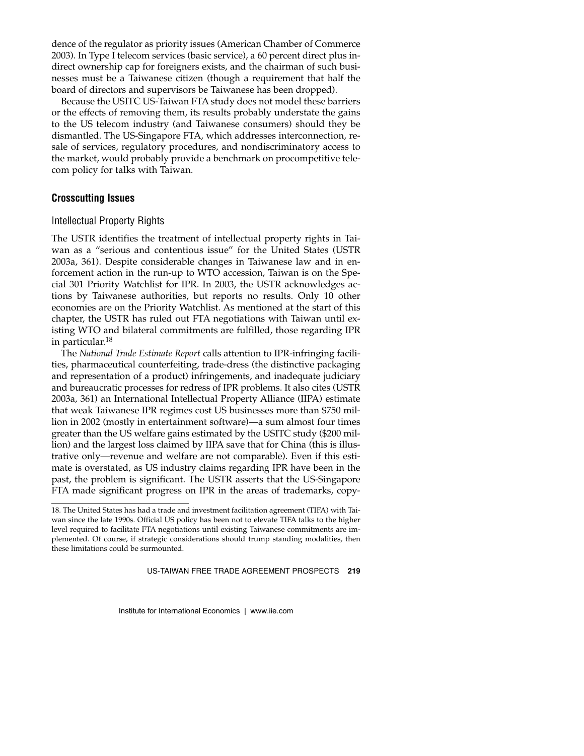dence of the regulator as priority issues (American Chamber of Commerce 2003). In Type I telecom services (basic service), a 60 percent direct plus indirect ownership cap for foreigners exists, and the chairman of such businesses must be a Taiwanese citizen (though a requirement that half the board of directors and supervisors be Taiwanese has been dropped).

Because the USITC US-Taiwan FTA study does not model these barriers or the effects of removing them, its results probably understate the gains to the US telecom industry (and Taiwanese consumers) should they be dismantled. The US-Singapore FTA, which addresses interconnection, resale of services, regulatory procedures, and nondiscriminatory access to the market, would probably provide a benchmark on procompetitive telecom policy for talks with Taiwan.

## Crosscutting Issues

### Intellectual Property Rights

The USTR identifies the treatment of intellectual property rights in Taiwan as a "serious and contentious issue" for the United States (USTR 2003a, 361). Despite considerable changes in Taiwanese law and in enforcement action in the run-up to WTO accession, Taiwan is on the Special 301 Priority Watchlist for IPR. In 2003, the USTR acknowledges actions by Taiwanese authorities, but reports no results. Only 10 other economies are on the Priority Watchlist. As mentioned at the start of this chapter, the USTR has ruled out FTA negotiations with Taiwan until existing WTO and bilateral commitments are fulfilled, those regarding IPR in particular.[18]

The *National Trade Estimate Report* calls attention to IPR-infringing facilities, pharmaceutical counterfeiting, trade-dress (the distinctive packaging and representation of a product) infringements, and inadequate judiciary and bureaucratic processes for redress of IPR problems. It also cites (USTR 2003a, 361) an International Intellectual Property Alliance (IIPA) estimate that weak Taiwanese IPR regimes cost US businesses more than $750 million in 2002 (mostly in entertainment software)—a sum almost four times greater than the US welfare gains estimated by the USITC study ($200 million) and the largest loss claimed by IIPA save that for China (this is illustrative only—revenue and welfare are not comparable). Even if this estimate is overstated, as US industry claims regarding IPR have been in the past, the problem is significant. The USTR asserts that the US-Singapore FTA made significant progress on IPR in the areas of trademarks, copy-

18. The United States has had a trade and investment facilitation agreement (TIFA) with Taiwan since the late 1990s. Official US policy has been not to elevate TIFA talks to the higher level required to facilitate FTA negotiations until existing Taiwanese commitments are implemented. Of course, if strategic considerations should trump standing modalities, then these limitations could be surmounted.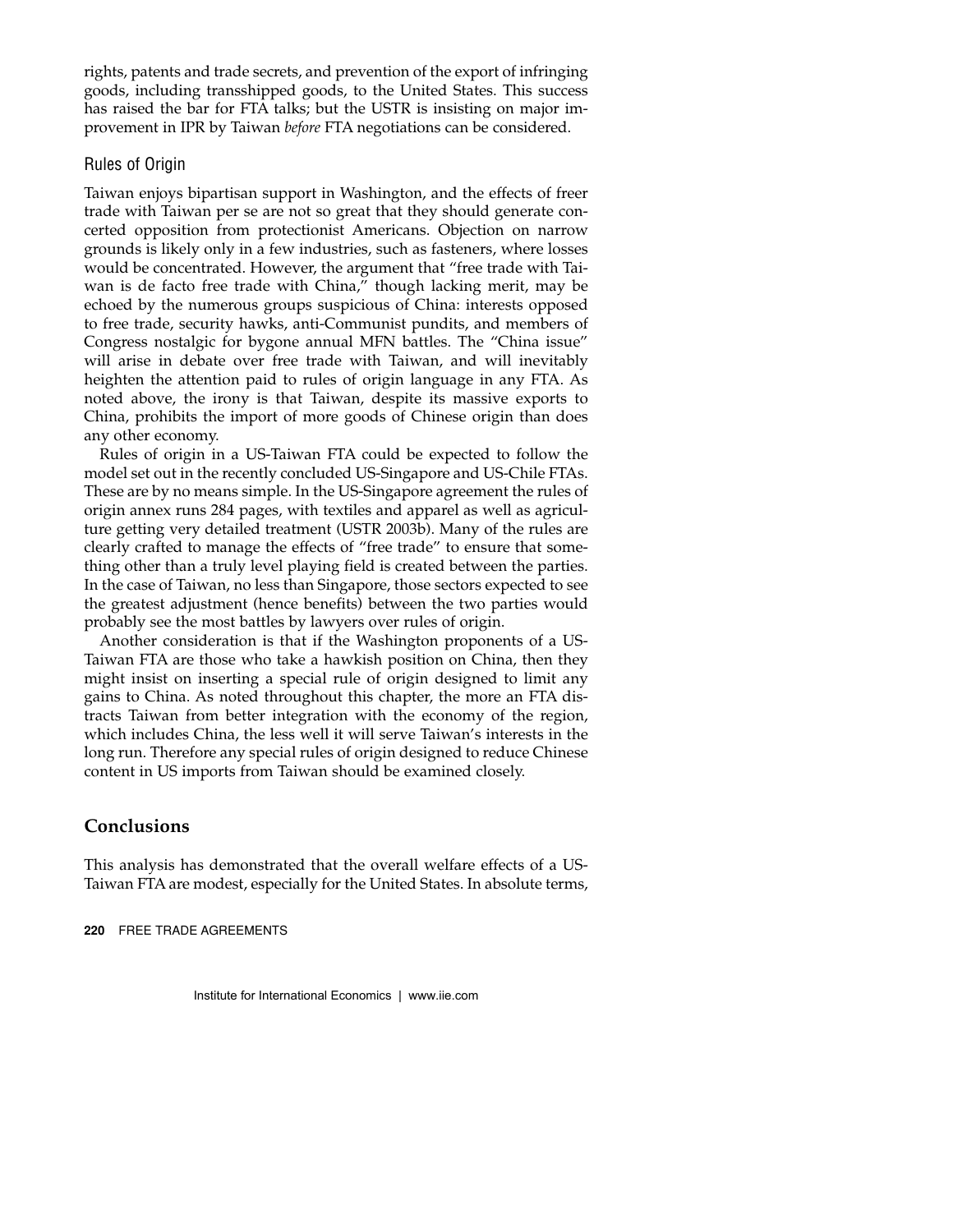rights, patents and trade secrets, and prevention of the export of infringing goods, including transshipped goods, to the United States. This success has raised the bar for FTA talks; but the USTR is insisting on major improvement in IPR by Taiwan *before* FTA negotiations can be considered.

### Rules of Origin

Taiwan enjoys bipartisan support in Washington, and the effects of freer trade with Taiwan per se are not so great that they should generate concerted opposition from protectionist Americans. Objection on narrow grounds is likely only in a few industries, such as fasteners, where losses would be concentrated. However, the argument that "free trade with Taiwan is de facto free trade with China," though lacking merit, may be echoed by the numerous groups suspicious of China: interests opposed to free trade, security hawks, anti-Communist pundits, and members of Congress nostalgic for bygone annual MFN battles. The "China issue" will arise in debate over free trade with Taiwan, and will inevitably heighten the attention paid to rules of origin language in any FTA. As noted above, the irony is that Taiwan, despite its massive exports to China, prohibits the import of more goods of Chinese origin than does any other economy.

Rules of origin in a US-Taiwan FTA could be expected to follow the model set out in the recently concluded US-Singapore and US-Chile FTAs. These are by no means simple. In the US-Singapore agreement the rules of origin annex runs 284 pages, with textiles and apparel as well as agriculture getting very detailed treatment (USTR 2003b). Many of the rules are clearly crafted to manage the effects of "free trade" to ensure that something other than a truly level playing field is created between the parties. In the case of Taiwan, no less than Singapore, those sectors expected to see the greatest adjustment (hence benefits) between the two parties would probably see the most battles by lawyers over rules of origin.

Another consideration is that if the Washington proponents of a US-Taiwan FTA are those who take a hawkish position on China, then they might insist on inserting a special rule of origin designed to limit any gains to China. As noted throughout this chapter, the more an FTA distracts Taiwan from better integration with the economy of the region, which includes China, the less well it will serve Taiwan's interests in the long run. Therefore any special rules of origin designed to reduce Chinese content in US imports from Taiwan should be examined closely.

## Conclusions

This analysis has demonstrated that the overall welfare effects of a US-Taiwan FTA are modest, especially for the United States. In absolute terms,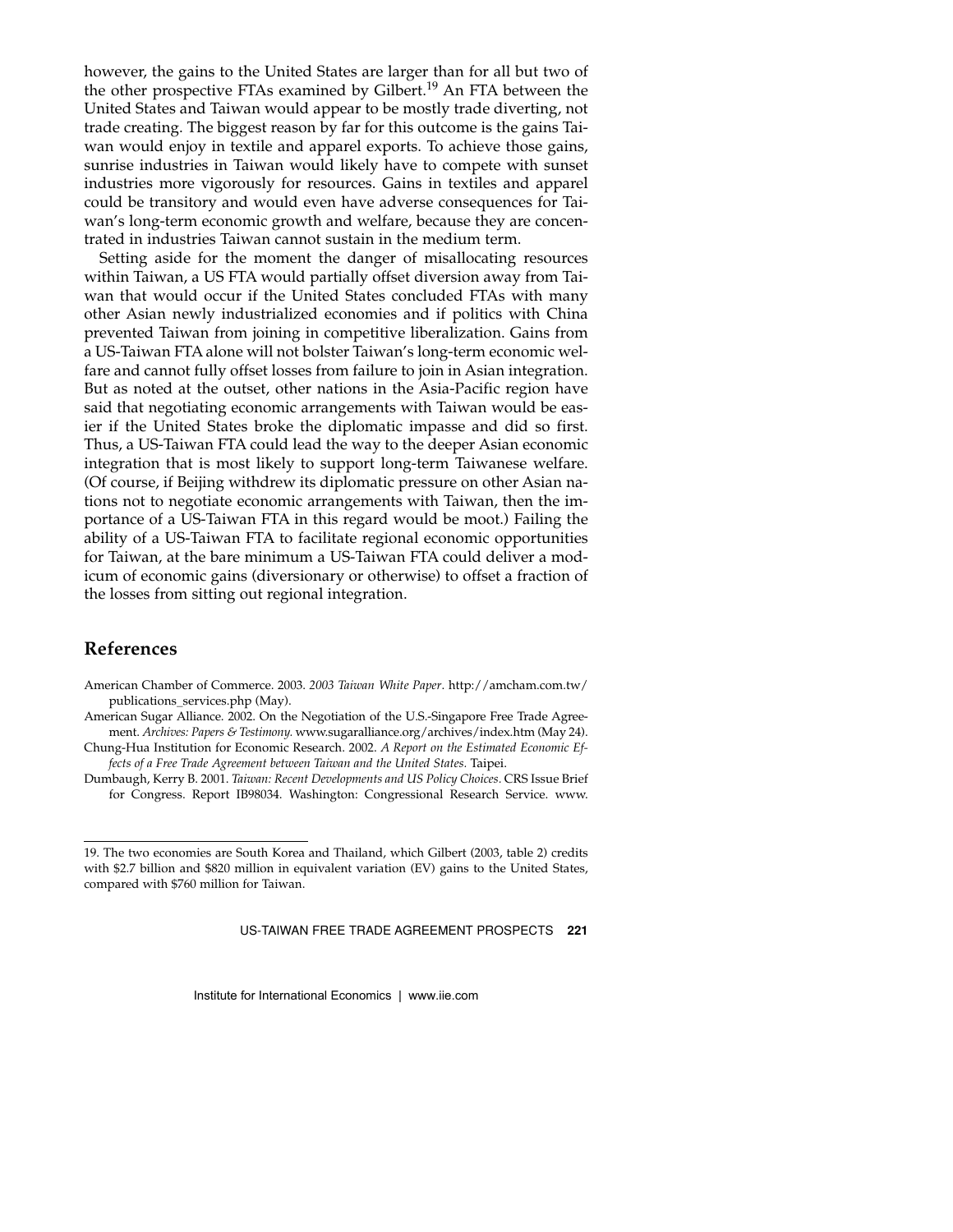however, the gains to the United States are larger than for all but two of the other prospective FTAs examined by Gilbert.[19] An FTA between the United States and Taiwan would appear to be mostly trade diverting, not trade creating. The biggest reason by far for this outcome is the gains Taiwan would enjoy in textile and apparel exports. To achieve those gains, sunrise industries in Taiwan would likely have to compete with sunset industries more vigorously for resources. Gains in textiles and apparel could be transitory and would even have adverse consequences for Taiwan's long-term economic growth and welfare, because they are concentrated in industries Taiwan cannot sustain in the medium term.

Setting aside for the moment the danger of misallocating resources within Taiwan, a US FTA would partially offset diversion away from Taiwan that would occur if the United States concluded FTAs with many other Asian newly industrialized economies and if politics with China prevented Taiwan from joining in competitive liberalization. Gains from a US-Taiwan FTA alone will not bolster Taiwan's long-term economic welfare and cannot fully offset losses from failure to join in Asian integration. But as noted at the outset, other nations in the Asia-Pacific region have said that negotiating economic arrangements with Taiwan would be easier if the United States broke the diplomatic impasse and did so first. Thus, a US-Taiwan FTA could lead the way to the deeper Asian economic integration that is most likely to support long-term Taiwanese welfare. (Of course, if Beijing withdrew its diplomatic pressure on other Asian nations not to negotiate economic arrangements with Taiwan, then the importance of a US-Taiwan FTA in this regard would be moot.) Failing the ability of a US-Taiwan FTA to facilitate regional economic opportunities for Taiwan, at the bare minimum a US-Taiwan FTA could deliver a modicum of economic gains (diversionary or otherwise) to offset a fraction of the losses from sitting out regional integration.

## References

American Chamber of Commerce. 2003. *2003 Taiwan White Paper*. http://amcham.com.tw/publications_services.php (May).

American Sugar Alliance. 2002. On the Negotiation of the U.S.-Singapore Free Trade Agreement. *Archives: Papers & Testimony.* www.sugaralliance.org/archives/index.htm (May 24).

Chung-Hua Institution for Economic Research. 2002. *A Report on the Estimated Economic Effects of a Free Trade Agreement between Taiwan and the United States.* Taipei.

Dumbaugh, Kerry B. 2001. *Taiwan: Recent Developments and US Policy Choices.* CRS Issue Brief for Congress. Report IB98034. Washington: Congressional Research Service. www.

19. The two economies are South Korea and Thailand, which Gilbert (2003, table 2) credits with \$2.7 billion and \$820 million in equivalent variation (EV) gains to the United States, compared with \$760 million for Taiwan.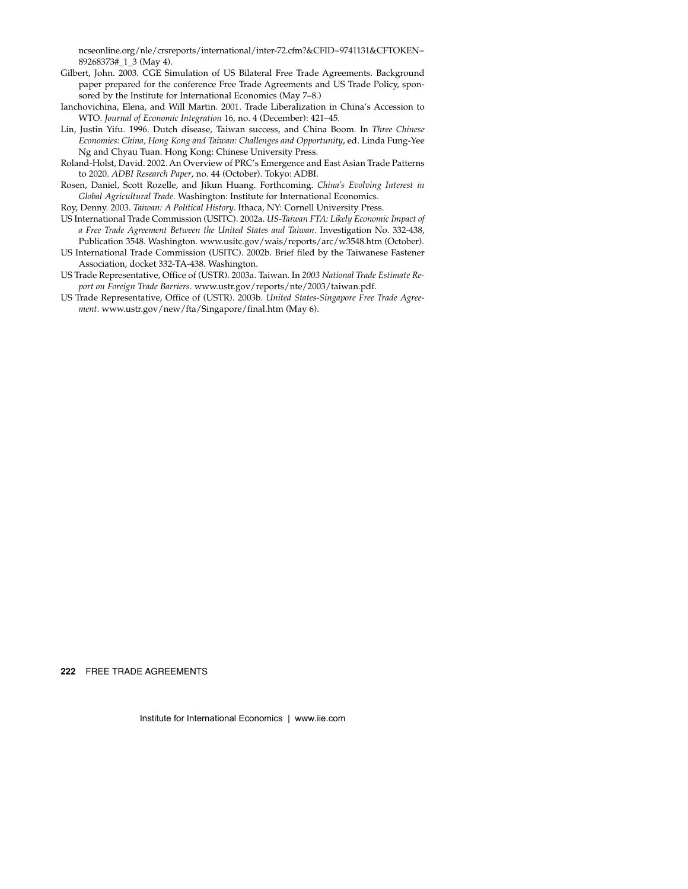ncseonline.org/nle/crsreports/international/inter-72.cfm?&CFID=9741131&CFTOKEN=89268373#_1_3 (May 4).

Gilbert, John. 2003. CGE Simulation of US Bilateral Free Trade Agreements. Background paper prepared for the conference Free Trade Agreements and US Trade Policy, sponsored by the Institute for International Economics (May 7–8.)

Ianchovichina, Elena, and Will Martin. 2001. Trade Liberalization in China's Accession to WTO. *Journal of Economic Integration* 16, no. 4 (December): 421–45.

Lin, Justin Yifu. 1996. Dutch disease, Taiwan success, and China Boom. In *Three Chinese Economies: China, Hong Kong and Taiwan: Challenges and Opportunity*, ed. Linda Fung-Yee Ng and Chyau Tuan. Hong Kong: Chinese University Press.

Roland-Holst, David. 2002. An Overview of PRC's Emergence and East Asian Trade Patterns to 2020. *ADBI Research Paper*, no. 44 (October). Tokyo: ADBI.

Rosen, Daniel, Scott Rozelle, and Jikun Huang. Forthcoming. *China's Evolving Interest in Global Agricultural Trade*. Washington: Institute for International Economics.

Roy, Denny. 2003. *Taiwan: A Political History*. Ithaca, NY: Cornell University Press.

US International Trade Commission (USITC). 2002a. *US-Taiwan FTA: Likely Economic Impact of a Free Trade Agreement Between the United States and Taiwan*. Investigation No. 332-438, Publication 3548. Washington. www.usitc.gov/wais/reports/arc/w3548.htm (October).

US International Trade Commission (USITC). 2002b. Brief filed by the Taiwanese Fastener Association, docket 332-TA-438. Washington.

US Trade Representative, Office of (USTR). 2003a. Taiwan. In *2003 National Trade Estimate Report on Foreign Trade Barriers*. www.ustr.gov/reports/nte/2003/taiwan.pdf.

US Trade Representative, Office of (USTR). 2003b. *United States-Singapore Free Trade Agreement*. www.ustr.gov/new/fta/Singapore/final.htm (May 6).